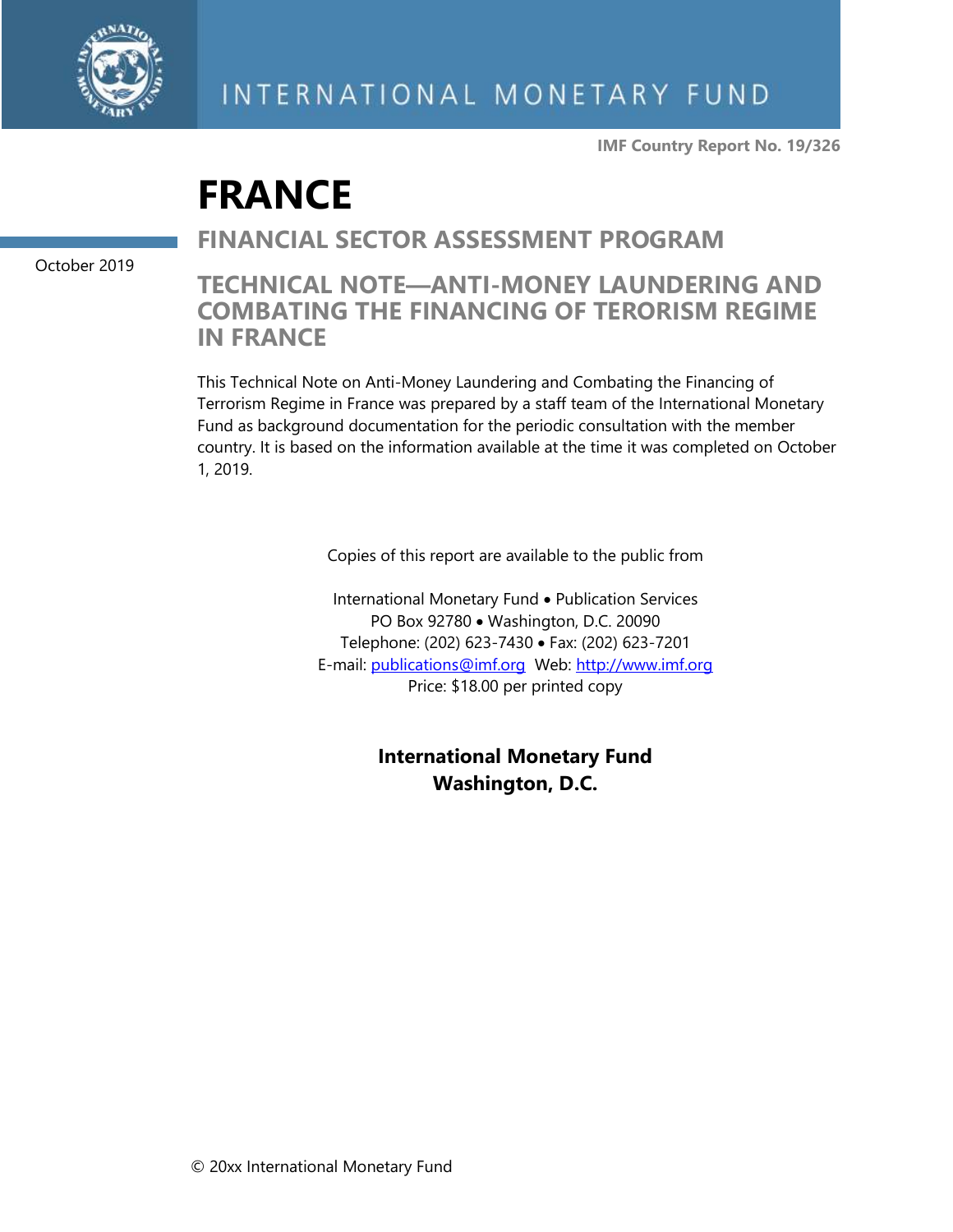INTERNATIONAL MONETARY FUND

**IMF Country Report No. 19/326**

# FRANCE

## FINANCIAL SECTOR ASSESSMENT PROGRAM

October 2019

## TECHNICAL NOTE—ANTI-MONEY LAUNDERING AND COMBATING THE FINANCING OF TERORISM REGIME IN FRANCE

This Technical Note on Anti-Money Laundering and Combating the Financing of Terrorism Regime in France was prepared by a staff team of the International Monetary Fund as background documentation for the periodic consultation with the member country. It is based on the information available at the time it was completed on October 1, 2019.

Copies of this report are available to the public from

International Monetary Fund • Publication Services
PO Box 92780 • Washington, D.C. 20090
Telephone: (202) 623-7430 • Fax: (202) 623-7201
E-mail: publications@imf.org Web: http://www.imf.org
Price: $18.00 per printed copy

**International Monetary Fund**
**Washington, D.C.**

© 20xx International Monetary Fund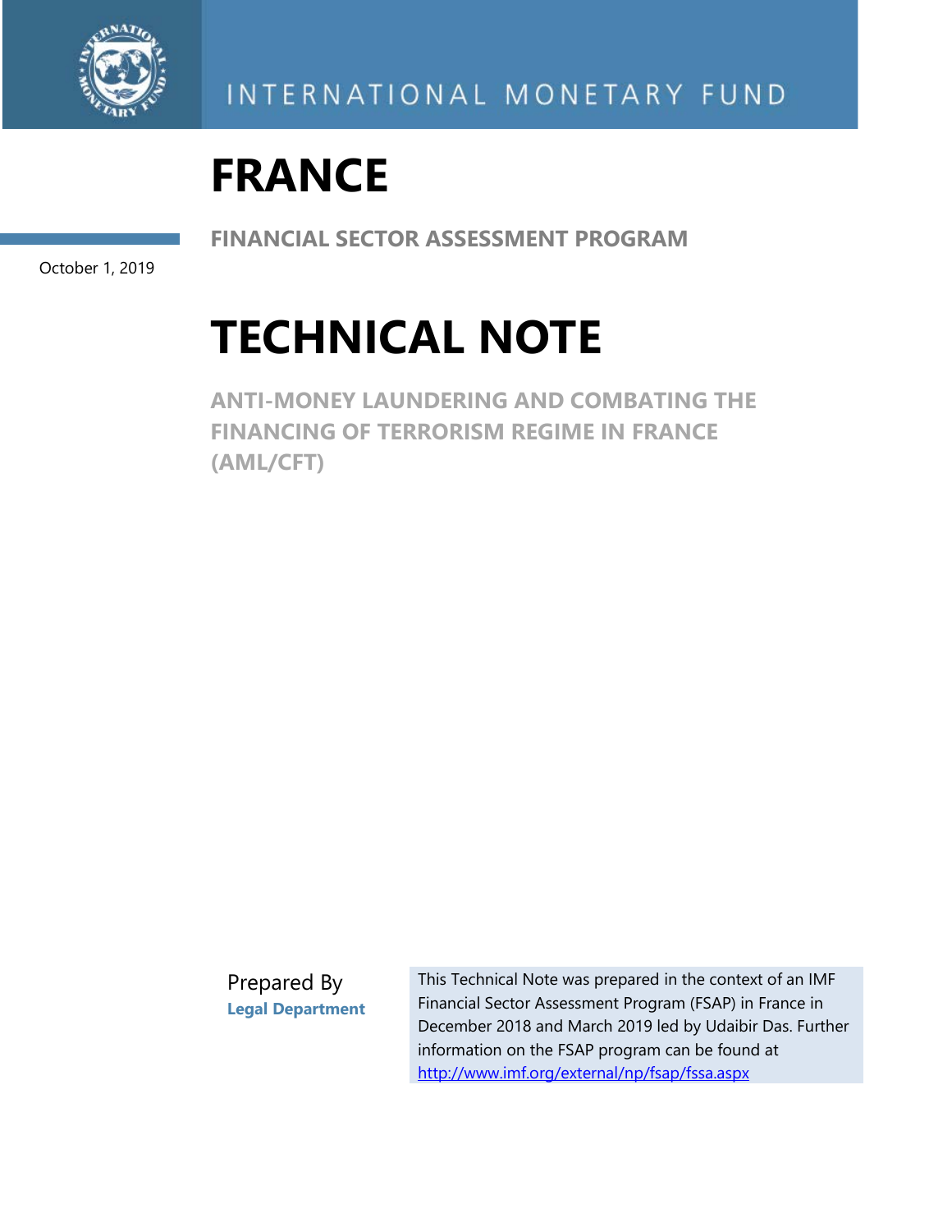# FRANCE

**FINANCIAL SECTOR ASSESSMENT PROGRAM**

October 1, 2019

# TECHNICAL NOTE

## ANTI-MONEY LAUNDERING AND COMBATING THE FINANCING OF TERRORISM REGIME IN FRANCE (AML/CFT)

Prepared By
**Legal Department**

This Technical Note was prepared in the context of an IMF Financial Sector Assessment Program (FSAP) in France in December 2018 and March 2019 led by Udaibir Das. Further information on the FSAP program can be found at http://www.imf.org/external/np/fsap/fssa.aspx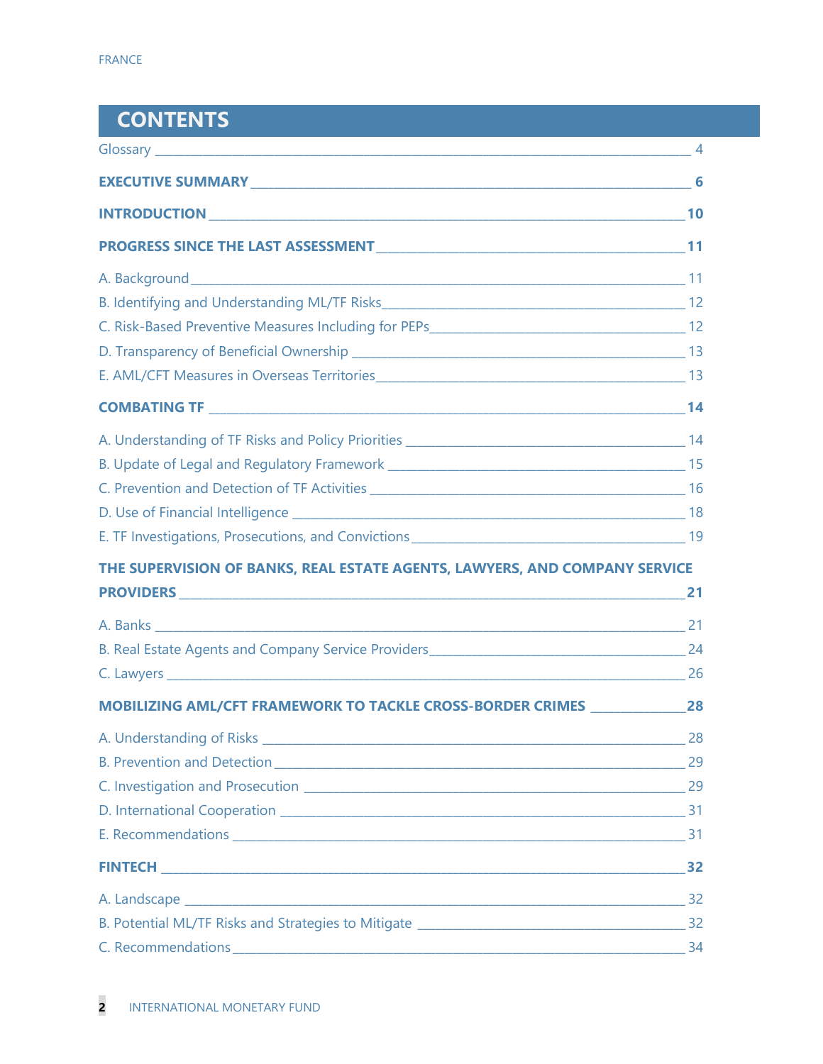# CONTENTS

Glossary ______ 4

**EXECUTIVE SUMMARY** ______ **6**

**INTRODUCTION** ______ **10**

**PROGRESS SINCE THE LAST ASSESSMENT** ______ **11**

A. Background ______ 11

B. Identifying and Understanding ML/TF Risks ______ 12

C. Risk-Based Preventive Measures Including for PEPs ______ 12

D. Transparency of Beneficial Ownership ______ 13

E. AML/CFT Measures in Overseas Territories ______ 13

**COMBATING TF** ______ **14**

A. Understanding of TF Risks and Policy Priorities ______ 14

B. Update of Legal and Regulatory Framework ______ 15

C. Prevention and Detection of TF Activities ______ 16

D. Use of Financial Intelligence ______ 18

E. TF Investigations, Prosecutions, and Convictions ______ 19

**THE SUPERVISION OF BANKS, REAL ESTATE AGENTS, LAWYERS, AND COMPANY SERVICE PROVIDERS** ______ **21**

A. Banks ______ 21

B. Real Estate Agents and Company Service Providers ______ 24

C. Lawyers ______ 26

**MOBILIZING AML/CFT FRAMEWORK TO TACKLE CROSS-BORDER CRIMES** ______ **28**

A. Understanding of Risks ______ 28

B. Prevention and Detection ______ 29

C. Investigation and Prosecution ______ 29

D. International Cooperation ______ 31

E. Recommendations ______ 31

**FINTECH** ______ **32**

A. Landscape ______ 32

B. Potential ML/TF Risks and Strategies to Mitigate ______ 32

C. Recommendations ______ 34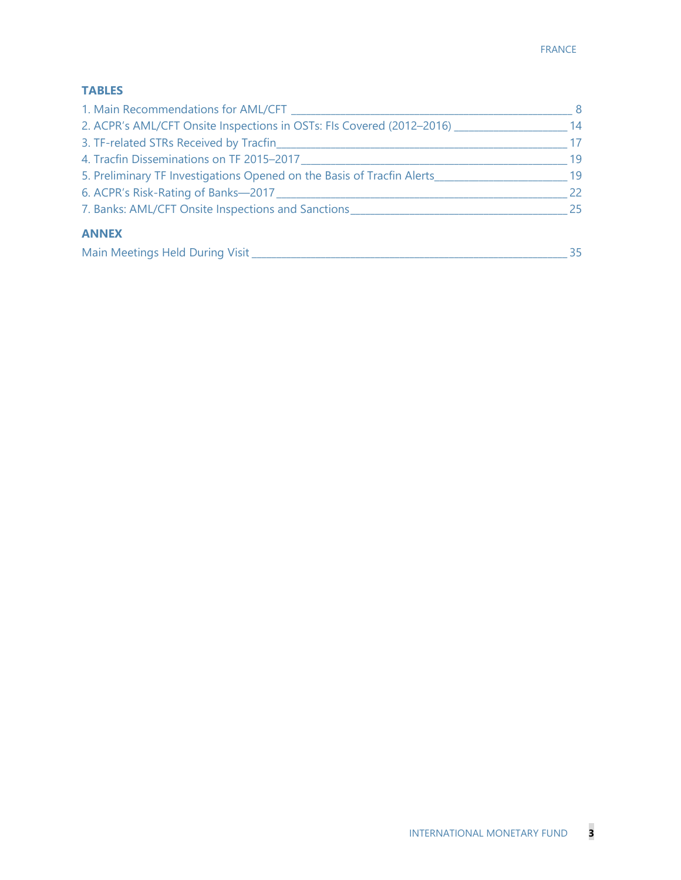**TABLES**

1. Main Recommendations for AML/CFT _______ 8
2. ACPR's AML/CFT Onsite Inspections in OSTs: FIs Covered (2012–2016) _______ 14
3. TF-related STRs Received by Tracfin_______ 17
4. Tracfin Disseminations on TF 2015–2017_______ 19
5. Preliminary TF Investigations Opened on the Basis of Tracfin Alerts_______ 19
6. ACPR's Risk-Rating of Banks—2017_______ 22
7. Banks: AML/CFT Onsite Inspections and Sanctions_______ 25

**ANNEX**

Main Meetings Held During Visit _______ 35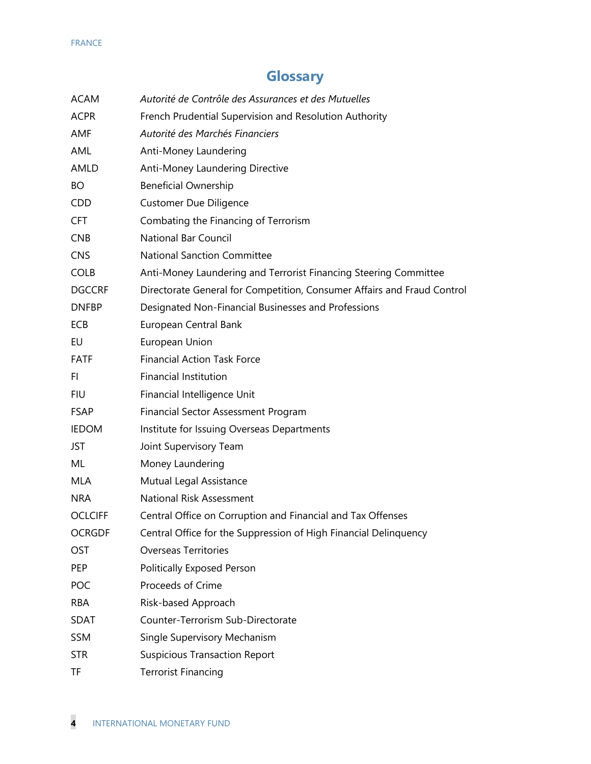# Glossary

| | |
|---|---|
| ACAM | *Autorité de Contrôle des Assurances et des Mutuelles* |
| ACPR | French Prudential Supervision and Resolution Authority |
| AMF | *Autorité des Marchés Financiers* |
| AML | Anti-Money Laundering |
| AMLD | Anti-Money Laundering Directive |
| BO | Beneficial Ownership |
| CDD | Customer Due Diligence |
| CFT | Combating the Financing of Terrorism |
| CNB | National Bar Council |
| CNS | National Sanction Committee |
| COLB | Anti-Money Laundering and Terrorist Financing Steering Committee |
| DGCCRF | Directorate General for Competition, Consumer Affairs and Fraud Control |
| DNFBP | Designated Non-Financial Businesses and Professions |
| ECB | European Central Bank |
| EU | European Union |
| FATF | Financial Action Task Force |
| FI | Financial Institution |
| FIU | Financial Intelligence Unit |
| FSAP | Financial Sector Assessment Program |
| IEDOM | Institute for Issuing Overseas Departments |
| JST | Joint Supervisory Team |
| ML | Money Laundering |
| MLA | Mutual Legal Assistance |
| NRA | National Risk Assessment |
| OCLCIFF | Central Office on Corruption and Financial and Tax Offenses |
| OCRGDF | Central Office for the Suppression of High Financial Delinquency |
| OST | Overseas Territories |
| PEP | Politically Exposed Person |
| POC | Proceeds of Crime |
| RBA | Risk-based Approach |
| SDAT | Counter-Terrorism Sub-Directorate |
| SSM | Single Supervisory Mechanism |
| STR | Suspicious Transaction Report |
| TF | Terrorist Financing |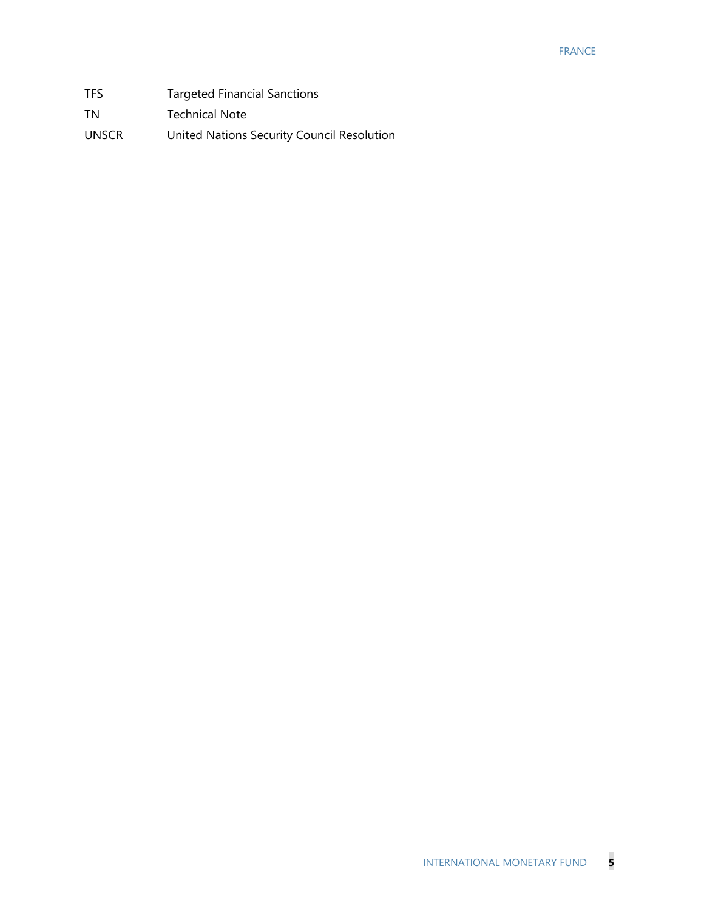| | |
|---|---|
| TFS | Targeted Financial Sanctions |
| TN | Technical Note |
| UNSCR | United Nations Security Council Resolution |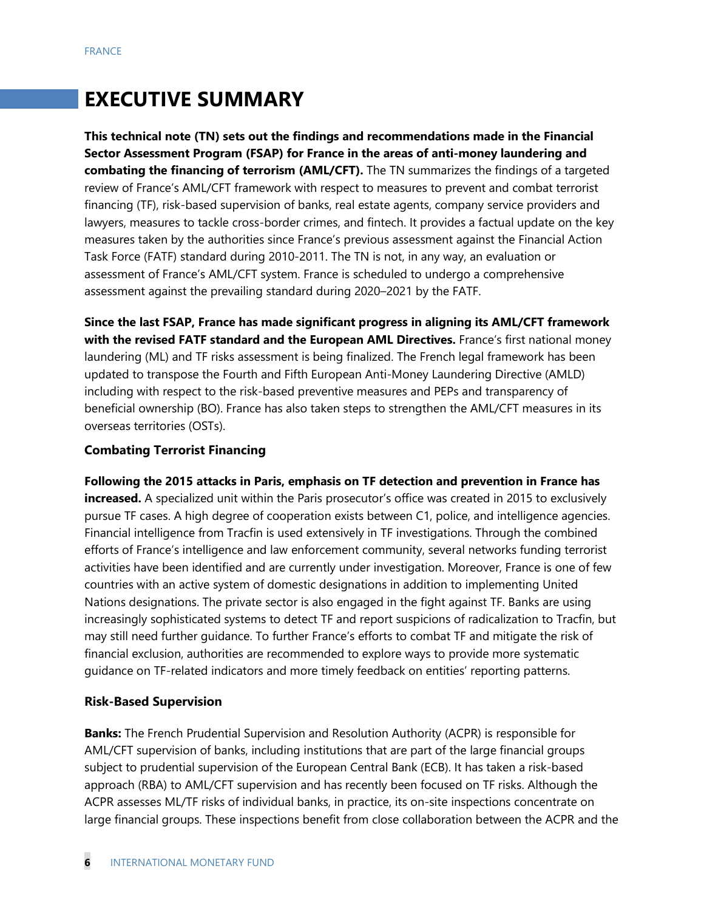# EXECUTIVE SUMMARY

**This technical note (TN) sets out the findings and recommendations made in the Financial Sector Assessment Program (FSAP) for France in the areas of anti-money laundering and combating the financing of terrorism (AML/CFT).** The TN summarizes the findings of a targeted review of France's AML/CFT framework with respect to measures to prevent and combat terrorist financing (TF), risk-based supervision of banks, real estate agents, company service providers and lawyers, measures to tackle cross-border crimes, and fintech. It provides a factual update on the key measures taken by the authorities since France's previous assessment against the Financial Action Task Force (FATF) standard during 2010-2011. The TN is not, in any way, an evaluation or assessment of France's AML/CFT system. France is scheduled to undergo a comprehensive assessment against the prevailing standard during 2020–2021 by the FATF.

**Since the last FSAP, France has made significant progress in aligning its AML/CFT framework with the revised FATF standard and the European AML Directives.** France's first national money laundering (ML) and TF risks assessment is being finalized. The French legal framework has been updated to transpose the Fourth and Fifth European Anti-Money Laundering Directive (AMLD) including with respect to the risk-based preventive measures and PEPs and transparency of beneficial ownership (BO). France has also taken steps to strengthen the AML/CFT measures in its overseas territories (OSTs).

### Combating Terrorist Financing

**Following the 2015 attacks in Paris, emphasis on TF detection and prevention in France has increased.** A specialized unit within the Paris prosecutor's office was created in 2015 to exclusively pursue TF cases. A high degree of cooperation exists between C1, police, and intelligence agencies. Financial intelligence from Tracfin is used extensively in TF investigations. Through the combined efforts of France's intelligence and law enforcement community, several networks funding terrorist activities have been identified and are currently under investigation. Moreover, France is one of few countries with an active system of domestic designations in addition to implementing United Nations designations. The private sector is also engaged in the fight against TF. Banks are using increasingly sophisticated systems to detect TF and report suspicions of radicalization to Tracfin, but may still need further guidance. To further France's efforts to combat TF and mitigate the risk of financial exclusion, authorities are recommended to explore ways to provide more systematic guidance on TF-related indicators and more timely feedback on entities' reporting patterns.

### Risk-Based Supervision

**Banks:** The French Prudential Supervision and Resolution Authority (ACPR) is responsible for AML/CFT supervision of banks, including institutions that are part of the large financial groups subject to prudential supervision of the European Central Bank (ECB). It has taken a risk-based approach (RBA) to AML/CFT supervision and has recently been focused on TF risks. Although the ACPR assesses ML/TF risks of individual banks, in practice, its on-site inspections concentrate on large financial groups. These inspections benefit from close collaboration between the ACPR and the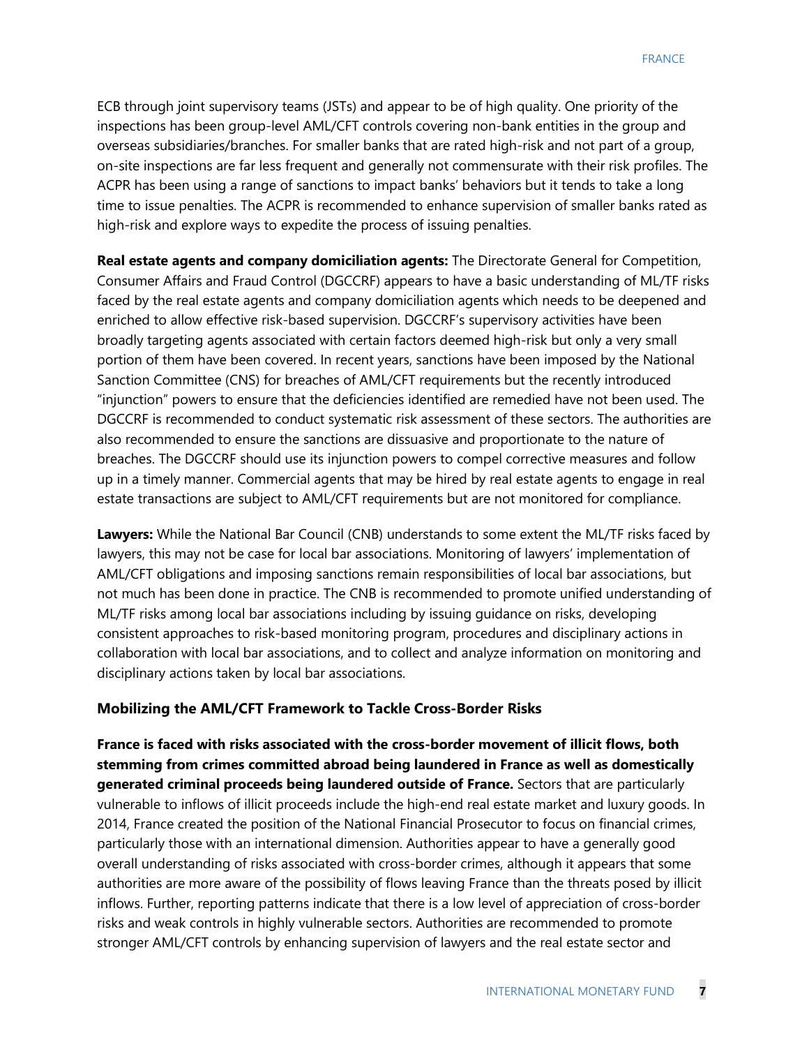ECB through joint supervisory teams (JSTs) and appear to be of high quality. One priority of the inspections has been group-level AML/CFT controls covering non-bank entities in the group and overseas subsidiaries/branches. For smaller banks that are rated high-risk and not part of a group, on-site inspections are far less frequent and generally not commensurate with their risk profiles. The ACPR has been using a range of sanctions to impact banks' behaviors but it tends to take a long time to issue penalties. The ACPR is recommended to enhance supervision of smaller banks rated as high-risk and explore ways to expedite the process of issuing penalties.

**Real estate agents and company domiciliation agents:** The Directorate General for Competition, Consumer Affairs and Fraud Control (DGCCRF) appears to have a basic understanding of ML/TF risks faced by the real estate agents and company domiciliation agents which needs to be deepened and enriched to allow effective risk-based supervision. DGCCRF's supervisory activities have been broadly targeting agents associated with certain factors deemed high-risk but only a very small portion of them have been covered. In recent years, sanctions have been imposed by the National Sanction Committee (CNS) for breaches of AML/CFT requirements but the recently introduced "injunction" powers to ensure that the deficiencies identified are remedied have not been used. The DGCCRF is recommended to conduct systematic risk assessment of these sectors. The authorities are also recommended to ensure the sanctions are dissuasive and proportionate to the nature of breaches. The DGCCRF should use its injunction powers to compel corrective measures and follow up in a timely manner. Commercial agents that may be hired by real estate agents to engage in real estate transactions are subject to AML/CFT requirements but are not monitored for compliance.

**Lawyers:** While the National Bar Council (CNB) understands to some extent the ML/TF risks faced by lawyers, this may not be case for local bar associations. Monitoring of lawyers' implementation of AML/CFT obligations and imposing sanctions remain responsibilities of local bar associations, but not much has been done in practice. The CNB is recommended to promote unified understanding of ML/TF risks among local bar associations including by issuing guidance on risks, developing consistent approaches to risk-based monitoring program, procedures and disciplinary actions in collaboration with local bar associations, and to collect and analyze information on monitoring and disciplinary actions taken by local bar associations.

### Mobilizing the AML/CFT Framework to Tackle Cross-Border Risks

**France is faced with risks associated with the cross-border movement of illicit flows, both stemming from crimes committed abroad being laundered in France as well as domestically generated criminal proceeds being laundered outside of France.** Sectors that are particularly vulnerable to inflows of illicit proceeds include the high-end real estate market and luxury goods. In 2014, France created the position of the National Financial Prosecutor to focus on financial crimes, particularly those with an international dimension. Authorities appear to have a generally good overall understanding of risks associated with cross-border crimes, although it appears that some authorities are more aware of the possibility of flows leaving France than the threats posed by illicit inflows. Further, reporting patterns indicate that there is a low level of appreciation of cross-border risks and weak controls in highly vulnerable sectors. Authorities are recommended to promote stronger AML/CFT controls by enhancing supervision of lawyers and the real estate sector and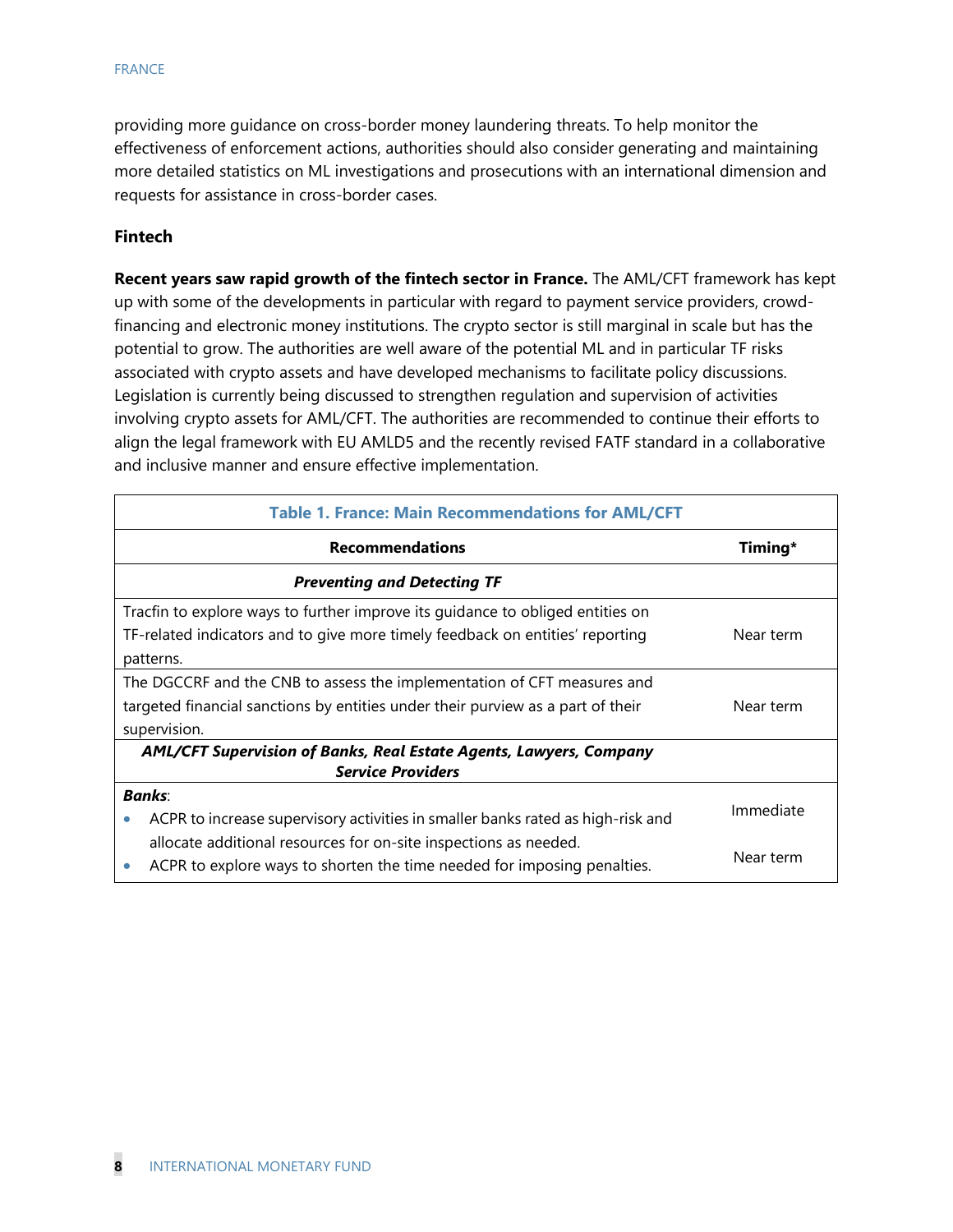providing more guidance on cross-border money laundering threats. To help monitor the effectiveness of enforcement actions, authorities should also consider generating and maintaining more detailed statistics on ML investigations and prosecutions with an international dimension and requests for assistance in cross-border cases.

### Fintech

**Recent years saw rapid growth of the fintech sector in France.** The AML/CFT framework has kept up with some of the developments in particular with regard to payment service providers, crowd-financing and electronic money institutions. The crypto sector is still marginal in scale but has the potential to grow. The authorities are well aware of the potential ML and in particular TF risks associated with crypto assets and have developed mechanisms to facilitate policy discussions. Legislation is currently being discussed to strengthen regulation and supervision of activities involving crypto assets for AML/CFT. The authorities are recommended to continue their efforts to align the legal framework with EU AMLD5 and the recently revised FATF standard in a collaborative and inclusive manner and ensure effective implementation.

**Table 1. France: Main Recommendations for AML/CFT**

| Recommendations | Timing* |
|---|---|
| ***Preventing and Detecting TF*** | |
| Tracfin to explore ways to further improve its guidance to obliged entities on TF-related indicators and to give more timely feedback on entities' reporting patterns. | Near term |
| The DGCCRF and the CNB to assess the implementation of CFT measures and targeted financial sanctions by entities under their purview as a part of their supervision. | Near term |
| ***AML/CFT Supervision of Banks, Real Estate Agents, Lawyers, Company Service Providers*** | |
| ***Banks***: | |
| • ACPR to increase supervisory activities in smaller banks rated as high-risk and allocate additional resources for on-site inspections as needed. | Immediate |
| • ACPR to explore ways to shorten the time needed for imposing penalties. | Near term |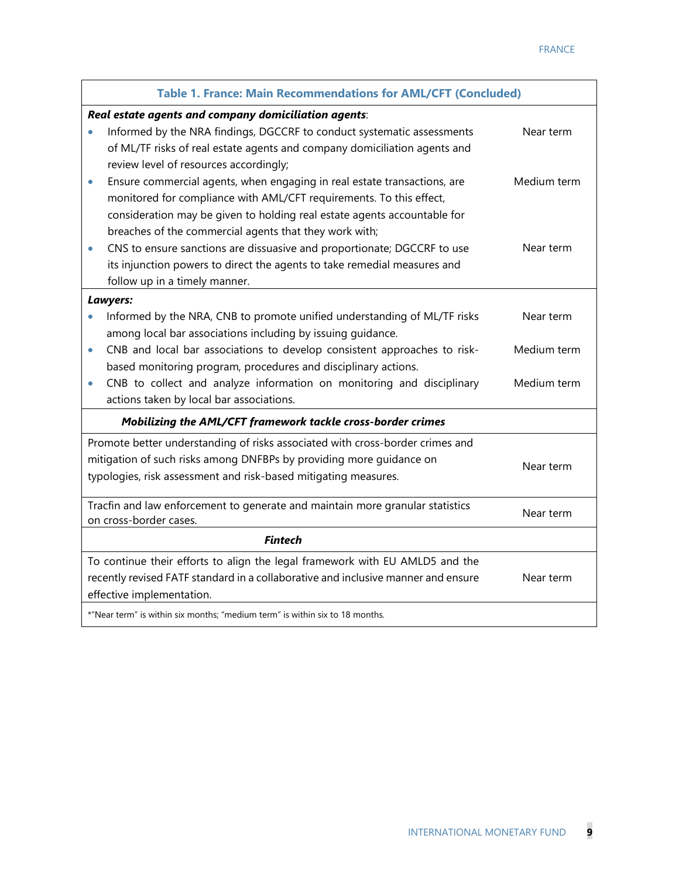| Table 1. France: Main Recommendations for AML/CFT (Concluded) | |
|---|---|
| ***Real estate agents and company domiciliation agents***: | |
| • Informed by the NRA findings, DGCCRF to conduct systematic assessments of ML/TF risks of real estate agents and company domiciliation agents and review level of resources accordingly; | Near term |
| • Ensure commercial agents, when engaging in real estate transactions, are monitored for compliance with AML/CFT requirements. To this effect, consideration may be given to holding real estate agents accountable for breaches of the commercial agents that they work with; | Medium term |
| • CNS to ensure sanctions are dissuasive and proportionate; DGCCRF to use its injunction powers to direct the agents to take remedial measures and follow up in a timely manner. | Near term |
| ***Lawyers:*** | |
| • Informed by the NRA, CNB to promote unified understanding of ML/TF risks among local bar associations including by issuing guidance. | Near term |
| • CNB and local bar associations to develop consistent approaches to risk-based monitoring program, procedures and disciplinary actions. | Medium term |
| • CNB to collect and analyze information on monitoring and disciplinary actions taken by local bar associations. | Medium term |
| ***Mobilizing the AML/CFT framework tackle cross-border crimes*** | |
| Promote better understanding of risks associated with cross-border crimes and mitigation of such risks among DNFBPs by providing more guidance on typologies, risk assessment and risk-based mitigating measures. | Near term |
| Tracfin and law enforcement to generate and maintain more granular statistics on cross-border cases. | Near term |
| ***Fintech*** | |
| To continue their efforts to align the legal framework with EU AMLD5 and the recently revised FATF standard in a collaborative and inclusive manner and ensure effective implementation. | Near term |
| *"Near term" is within six months; "medium term" is within six to 18 months. | |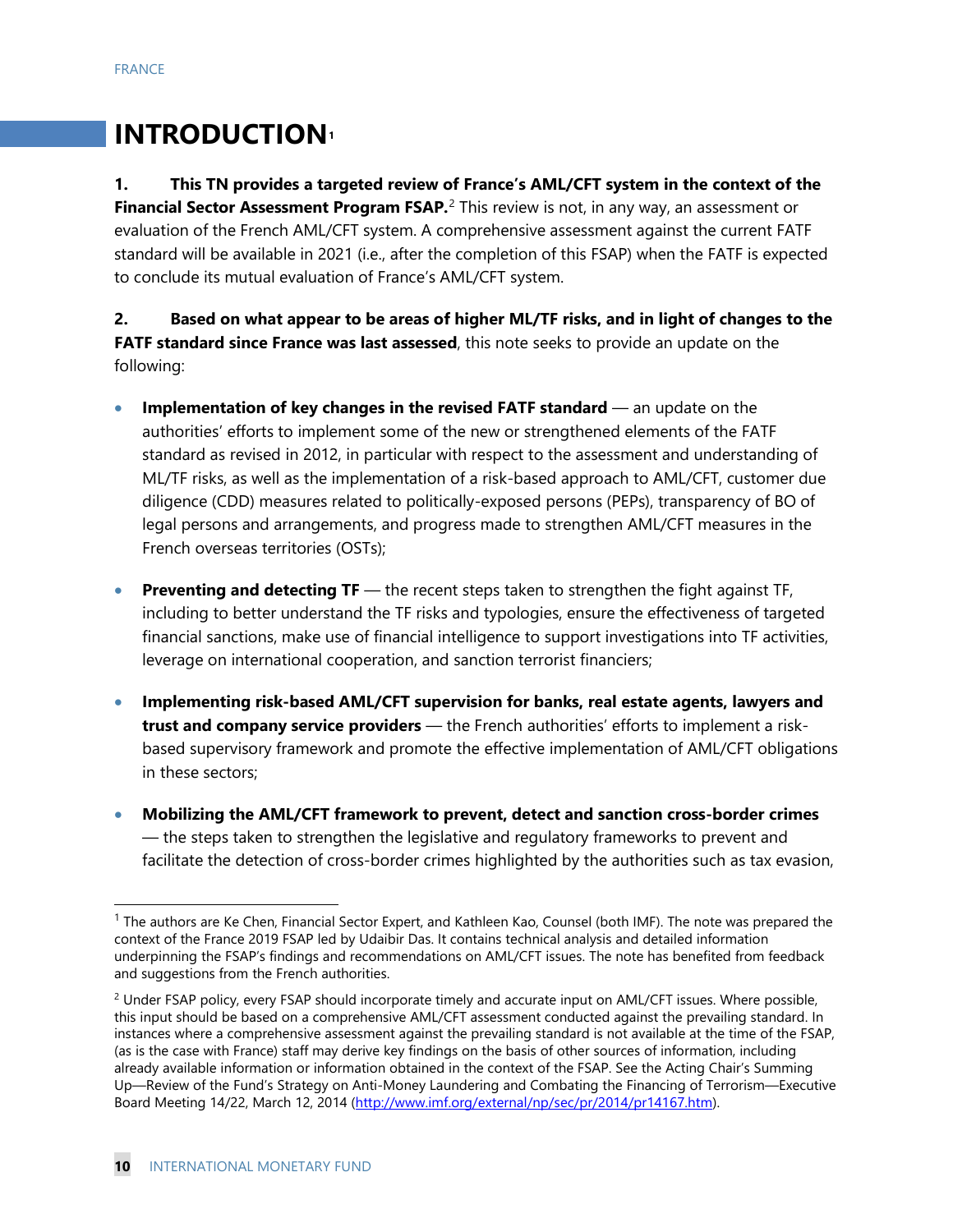# INTRODUCTION[1]

**1. This TN provides a targeted review of France's AML/CFT system in the context of the Financial Sector Assessment Program FSAP.**[2] This review is not, in any way, an assessment or evaluation of the French AML/CFT system. A comprehensive assessment against the current FATF standard will be available in 2021 (i.e., after the completion of this FSAP) when the FATF is expected to conclude its mutual evaluation of France's AML/CFT system.

**2. Based on what appear to be areas of higher ML/TF risks, and in light of changes to the FATF standard since France was last assessed**, this note seeks to provide an update on the following:

- **Implementation of key changes in the revised FATF standard** — an update on the authorities' efforts to implement some of the new or strengthened elements of the FATF standard as revised in 2012, in particular with respect to the assessment and understanding of ML/TF risks, as well as the implementation of a risk-based approach to AML/CFT, customer due diligence (CDD) measures related to politically-exposed persons (PEPs), transparency of BO of legal persons and arrangements, and progress made to strengthen AML/CFT measures in the French overseas territories (OSTs);
- **Preventing and detecting TF** — the recent steps taken to strengthen the fight against TF, including to better understand the TF risks and typologies, ensure the effectiveness of targeted financial sanctions, make use of financial intelligence to support investigations into TF activities, leverage on international cooperation, and sanction terrorist financiers;
- **Implementing risk-based AML/CFT supervision for banks, real estate agents, lawyers and trust and company service providers** — the French authorities' efforts to implement a risk-based supervisory framework and promote the effective implementation of AML/CFT obligations in these sectors;
- **Mobilizing the AML/CFT framework to prevent, detect and sanction cross-border crimes** — the steps taken to strengthen the legislative and regulatory frameworks to prevent and facilitate the detection of cross-border crimes highlighted by the authorities such as tax evasion,

[1] The authors are Ke Chen, Financial Sector Expert, and Kathleen Kao, Counsel (both IMF). The note was prepared the context of the France 2019 FSAP led by Udaibir Das. It contains technical analysis and detailed information underpinning the FSAP's findings and recommendations on AML/CFT issues. The note has benefited from feedback and suggestions from the French authorities.

[2] Under FSAP policy, every FSAP should incorporate timely and accurate input on AML/CFT issues. Where possible, this input should be based on a comprehensive AML/CFT assessment conducted against the prevailing standard. In instances where a comprehensive assessment against the prevailing standard is not available at the time of the FSAP, (as is the case with France) staff may derive key findings on the basis of other sources of information, including already available information or information obtained in the context of the FSAP. See the Acting Chair's Summing Up—Review of the Fund's Strategy on Anti-Money Laundering and Combating the Financing of Terrorism—Executive Board Meeting 14/22, March 12, 2014 (http://www.imf.org/external/np/sec/pr/2014/pr14167.htm).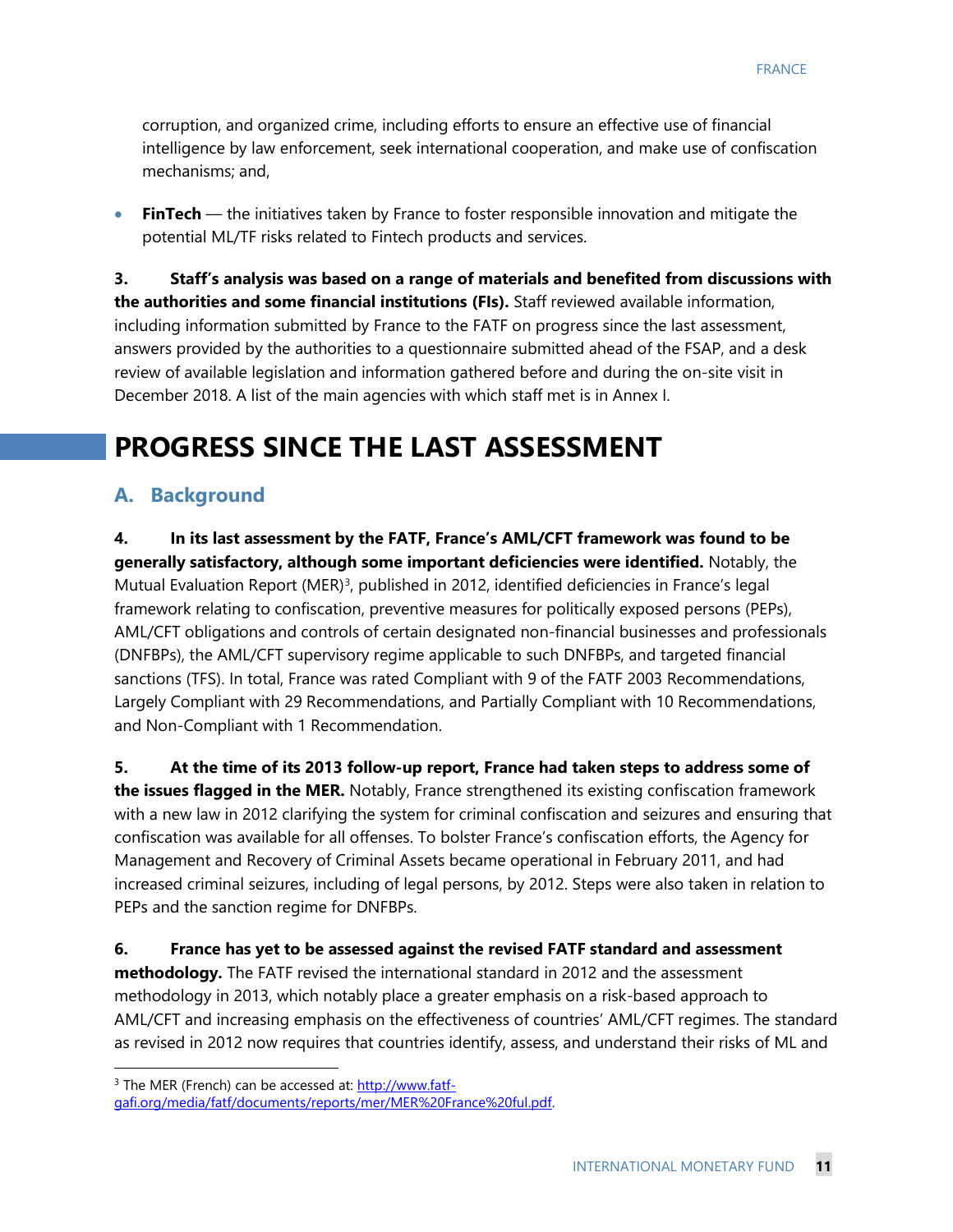corruption, and organized crime, including efforts to ensure an effective use of financial intelligence by law enforcement, seek international cooperation, and make use of confiscation mechanisms; and,

- **FinTech** — the initiatives taken by France to foster responsible innovation and mitigate the potential ML/TF risks related to Fintech products and services.

**3. Staff's analysis was based on a range of materials and benefited from discussions with the authorities and some financial institutions (FIs).** Staff reviewed available information, including information submitted by France to the FATF on progress since the last assessment, answers provided by the authorities to a questionnaire submitted ahead of the FSAP, and a desk review of available legislation and information gathered before and during the on-site visit in December 2018. A list of the main agencies with which staff met is in Annex I.

# PROGRESS SINCE THE LAST ASSESSMENT

## A. Background

**4. In its last assessment by the FATF, France's AML/CFT framework was found to be generally satisfactory, although some important deficiencies were identified.** Notably, the Mutual Evaluation Report (MER)[3], published in 2012, identified deficiencies in France's legal framework relating to confiscation, preventive measures for politically exposed persons (PEPs), AML/CFT obligations and controls of certain designated non-financial businesses and professionals (DNFBPs), the AML/CFT supervisory regime applicable to such DNFBPs, and targeted financial sanctions (TFS). In total, France was rated Compliant with 9 of the FATF 2003 Recommendations, Largely Compliant with 29 Recommendations, and Partially Compliant with 10 Recommendations, and Non-Compliant with 1 Recommendation.

**5. At the time of its 2013 follow-up report, France had taken steps to address some of the issues flagged in the MER.** Notably, France strengthened its existing confiscation framework with a new law in 2012 clarifying the system for criminal confiscation and seizures and ensuring that confiscation was available for all offenses. To bolster France's confiscation efforts, the Agency for Management and Recovery of Criminal Assets became operational in February 2011, and had increased criminal seizures, including of legal persons, by 2012. Steps were also taken in relation to PEPs and the sanction regime for DNFBPs.

**6. France has yet to be assessed against the revised FATF standard and assessment methodology.** The FATF revised the international standard in 2012 and the assessment methodology in 2013, which notably place a greater emphasis on a risk-based approach to AML/CFT and increasing emphasis on the effectiveness of countries' AML/CFT regimes. The standard as revised in 2012 now requires that countries identify, assess, and understand their risks of ML and

[3] The MER (French) can be accessed at: http://www.fatf-gafi.org/media/fatf/documents/reports/mer/MER%20France%20ful.pdf.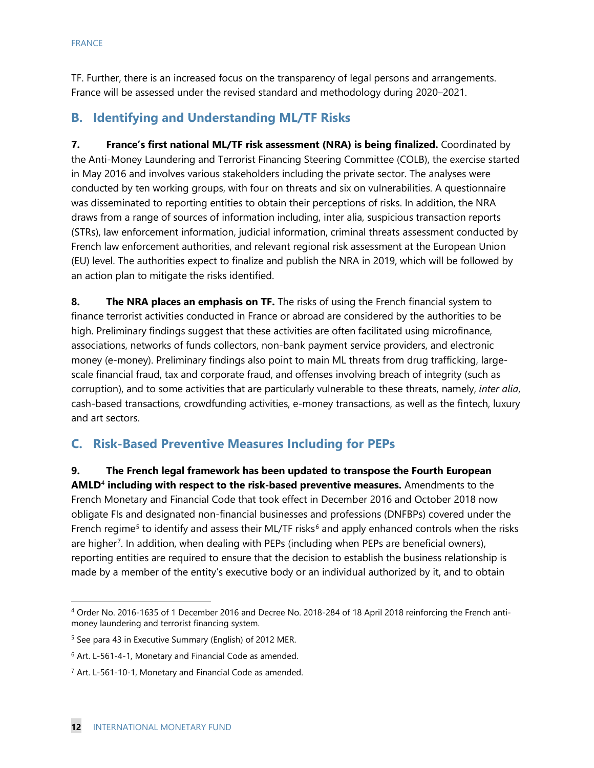TF. Further, there is an increased focus on the transparency of legal persons and arrangements. France will be assessed under the revised standard and methodology during 2020–2021.

## B. Identifying and Understanding ML/TF Risks

**7. France's first national ML/TF risk assessment (NRA) is being finalized.** Coordinated by the Anti-Money Laundering and Terrorist Financing Steering Committee (COLB), the exercise started in May 2016 and involves various stakeholders including the private sector. The analyses were conducted by ten working groups, with four on threats and six on vulnerabilities. A questionnaire was disseminated to reporting entities to obtain their perceptions of risks. In addition, the NRA draws from a range of sources of information including, inter alia, suspicious transaction reports (STRs), law enforcement information, judicial information, criminal threats assessment conducted by French law enforcement authorities, and relevant regional risk assessment at the European Union (EU) level. The authorities expect to finalize and publish the NRA in 2019, which will be followed by an action plan to mitigate the risks identified.

**8. The NRA places an emphasis on TF.** The risks of using the French financial system to finance terrorist activities conducted in France or abroad are considered by the authorities to be high. Preliminary findings suggest that these activities are often facilitated using microfinance, associations, networks of funds collectors, non-bank payment service providers, and electronic money (e-money). Preliminary findings also point to main ML threats from drug trafficking, large-scale financial fraud, tax and corporate fraud, and offenses involving breach of integrity (such as corruption), and to some activities that are particularly vulnerable to these threats, namely, *inter alia*, cash-based transactions, crowdfunding activities, e-money transactions, as well as the fintech, luxury and art sectors.

## C. Risk-Based Preventive Measures Including for PEPs

**9. The French legal framework has been updated to transpose the Fourth European AMLD[4] including with respect to the risk-based preventive measures.** Amendments to the French Monetary and Financial Code that took effect in December 2016 and October 2018 now obligate FIs and designated non-financial businesses and professions (DNFBPs) covered under the French regime[5] to identify and assess their ML/TF risks[6] and apply enhanced controls when the risks are higher[7]. In addition, when dealing with PEPs (including when PEPs are beneficial owners), reporting entities are required to ensure that the decision to establish the business relationship is made by a member of the entity's executive body or an individual authorized by it, and to obtain

---

[4] Order No. 2016-1635 of 1 December 2016 and Decree No. 2018-284 of 18 April 2018 reinforcing the French anti-money laundering and terrorist financing system.

[5] See para 43 in Executive Summary (English) of 2012 MER.

[6] Art. L-561-4-1, Monetary and Financial Code as amended.

[7] Art. L-561-10-1, Monetary and Financial Code as amended.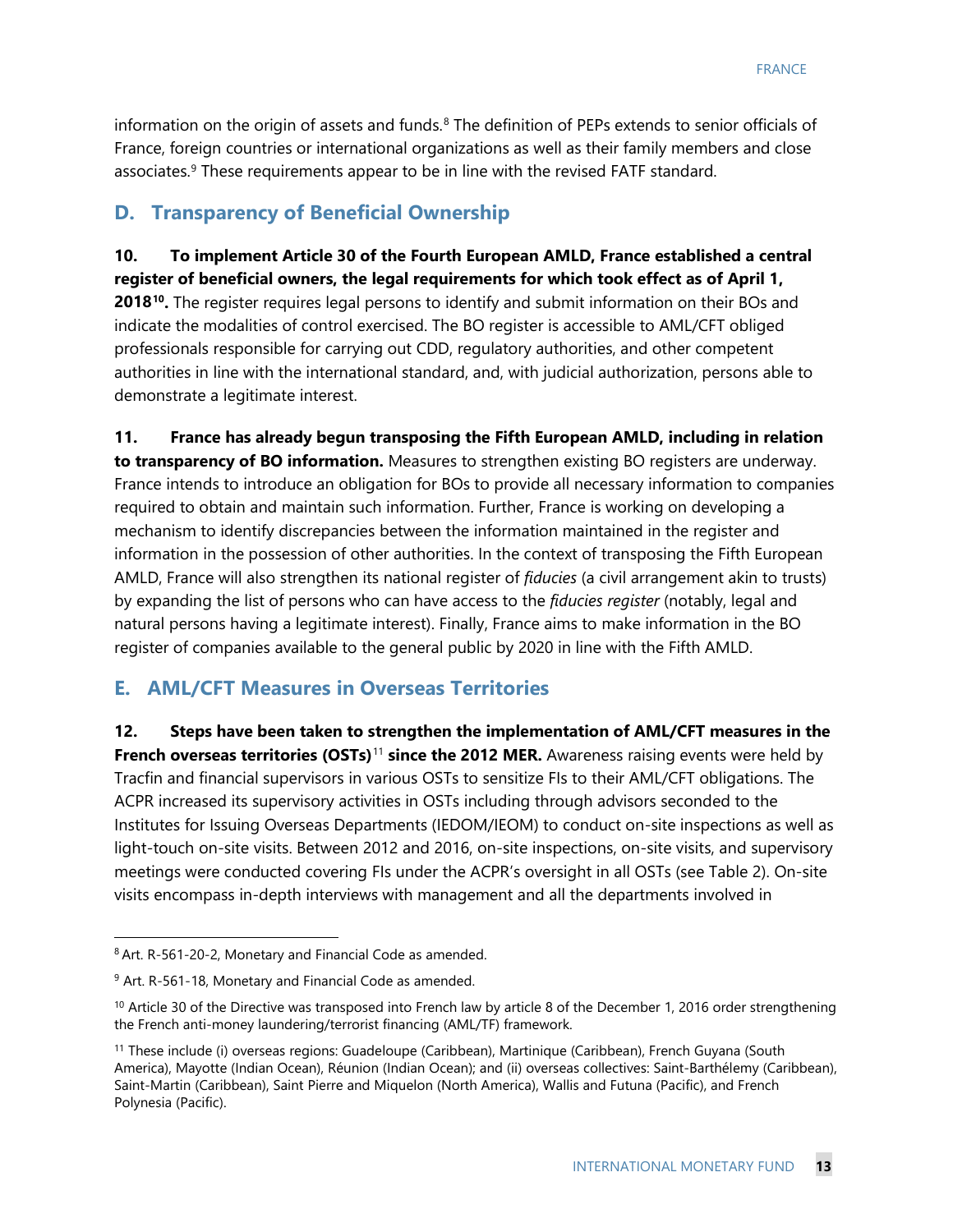information on the origin of assets and funds.[8] The definition of PEPs extends to senior officials of France, foreign countries or international organizations as well as their family members and close associates.[9] These requirements appear to be in line with the revised FATF standard.

## D. Transparency of Beneficial Ownership

**10. To implement Article 30 of the Fourth European AMLD, France established a central register of beneficial owners, the legal requirements for which took effect as of April 1, 2018[10].** The register requires legal persons to identify and submit information on their BOs and indicate the modalities of control exercised. The BO register is accessible to AML/CFT obliged professionals responsible for carrying out CDD, regulatory authorities, and other competent authorities in line with the international standard, and, with judicial authorization, persons able to demonstrate a legitimate interest.

**11. France has already begun transposing the Fifth European AMLD, including in relation to transparency of BO information.** Measures to strengthen existing BO registers are underway. France intends to introduce an obligation for BOs to provide all necessary information to companies required to obtain and maintain such information. Further, France is working on developing a mechanism to identify discrepancies between the information maintained in the register and information in the possession of other authorities. In the context of transposing the Fifth European AMLD, France will also strengthen its national register of *fiducies* (a civil arrangement akin to trusts) by expanding the list of persons who can have access to the *fiducies register* (notably, legal and natural persons having a legitimate interest). Finally, France aims to make information in the BO register of companies available to the general public by 2020 in line with the Fifth AMLD.

## E. AML/CFT Measures in Overseas Territories

**12. Steps have been taken to strengthen the implementation of AML/CFT measures in the French overseas territories (OSTs)[11] since the 2012 MER.** Awareness raising events were held by Tracfin and financial supervisors in various OSTs to sensitize FIs to their AML/CFT obligations. The ACPR increased its supervisory activities in OSTs including through advisors seconded to the Institutes for Issuing Overseas Departments (IEDOM/IEOM) to conduct on-site inspections as well as light-touch on-site visits. Between 2012 and 2016, on-site inspections, on-site visits, and supervisory meetings were conducted covering FIs under the ACPR's oversight in all OSTs (see Table 2). On-site visits encompass in-depth interviews with management and all the departments involved in

---

[8] Art. R-561-20-2, Monetary and Financial Code as amended.

[9] Art. R-561-18, Monetary and Financial Code as amended.

[10] Article 30 of the Directive was transposed into French law by article 8 of the December 1, 2016 order strengthening the French anti-money laundering/terrorist financing (AML/TF) framework.

[11] These include (i) overseas regions: Guadeloupe (Caribbean), Martinique (Caribbean), French Guyana (South America), Mayotte (Indian Ocean), Réunion (Indian Ocean); and (ii) overseas collectives: Saint-Barthélemy (Caribbean), Saint-Martin (Caribbean), Saint Pierre and Miquelon (North America), Wallis and Futuna (Pacific), and French Polynesia (Pacific).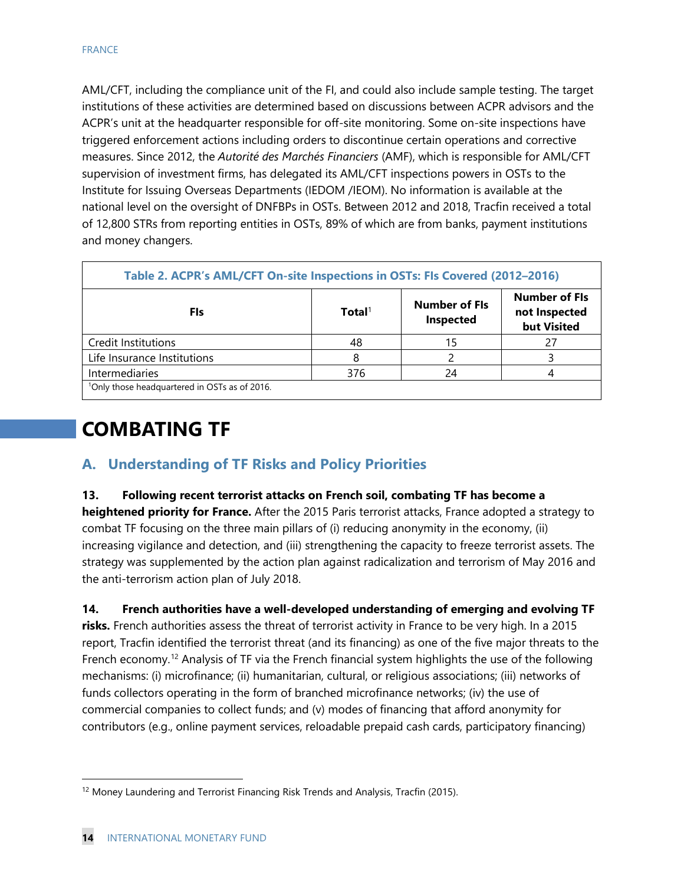AML/CFT, including the compliance unit of the FI, and could also include sample testing. The target institutions of these activities are determined based on discussions between ACPR advisors and the ACPR's unit at the headquarter responsible for off-site monitoring. Some on-site inspections have triggered enforcement actions including orders to discontinue certain operations and corrective measures. Since 2012, the *Autorité des Marchés Financiers* (AMF), which is responsible for AML/CFT supervision of investment firms, has delegated its AML/CFT inspections powers in OSTs to the Institute for Issuing Overseas Departments (IEDOM /IEOM). No information is available at the national level on the oversight of DNFBPs in OSTs. Between 2012 and 2018, Tracfin received a total of 12,800 STRs from reporting entities in OSTs, 89% of which are from banks, payment institutions and money changers.

**Table 2. ACPR's AML/CFT On-site Inspections in OSTs: FIs Covered (2012–2016)**

| FIs | Total[1] | Number of FIs Inspected | Number of FIs not Inspected but Visited |
|---|---|---|---|
| Credit Institutions | 48 | 15 | 27 |
| Life Insurance Institutions | 8 | 2 | 3 |
| Intermediaries | 376 | 24 | 4 |

[1]Only those headquartered in OSTs as of 2016.

# COMBATING TF

## A. Understanding of TF Risks and Policy Priorities

**13. Following recent terrorist attacks on French soil, combating TF has become a heightened priority for France.** After the 2015 Paris terrorist attacks, France adopted a strategy to combat TF focusing on the three main pillars of (i) reducing anonymity in the economy, (ii) increasing vigilance and detection, and (iii) strengthening the capacity to freeze terrorist assets. The strategy was supplemented by the action plan against radicalization and terrorism of May 2016 and the anti-terrorism action plan of July 2018.

**14. French authorities have a well-developed understanding of emerging and evolving TF risks.** French authorities assess the threat of terrorist activity in France to be very high. In a 2015 report, Tracfin identified the terrorist threat (and its financing) as one of the five major threats to the French economy.[12] Analysis of TF via the French financial system highlights the use of the following mechanisms: (i) microfinance; (ii) humanitarian, cultural, or religious associations; (iii) networks of funds collectors operating in the form of branched microfinance networks; (iv) the use of commercial companies to collect funds; and (v) modes of financing that afford anonymity for contributors (e.g., online payment services, reloadable prepaid cash cards, participatory financing)

[12] Money Laundering and Terrorist Financing Risk Trends and Analysis, Tracfin (2015).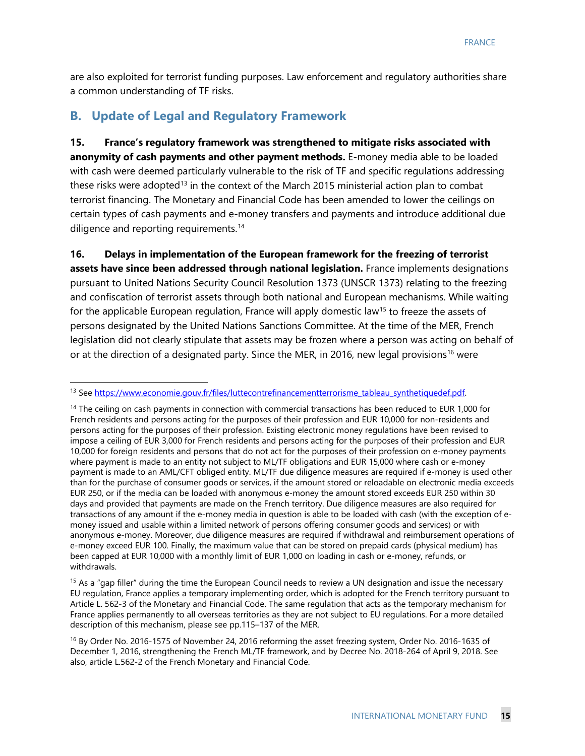are also exploited for terrorist funding purposes. Law enforcement and regulatory authorities share a common understanding of TF risks.

## B. Update of Legal and Regulatory Framework

**15. France's regulatory framework was strengthened to mitigate risks associated with anonymity of cash payments and other payment methods.** E-money media able to be loaded with cash were deemed particularly vulnerable to the risk of TF and specific regulations addressing these risks were adopted[13] in the context of the March 2015 ministerial action plan to combat terrorist financing. The Monetary and Financial Code has been amended to lower the ceilings on certain types of cash payments and e-money transfers and payments and introduce additional due diligence and reporting requirements.[14]

**16. Delays in implementation of the European framework for the freezing of terrorist assets have since been addressed through national legislation.** France implements designations pursuant to United Nations Security Council Resolution 1373 (UNSCR 1373) relating to the freezing and confiscation of terrorist assets through both national and European mechanisms. While waiting for the applicable European regulation, France will apply domestic law[15] to freeze the assets of persons designated by the United Nations Sanctions Committee. At the time of the MER, French legislation did not clearly stipulate that assets may be frozen where a person was acting on behalf of or at the direction of a designated party. Since the MER, in 2016, new legal provisions[16] were

---

[13] See https://www.economie.gouv.fr/files/luttecontrefinancemententterrorisme_tableau_synthetiquedef.pdf.

[14] The ceiling on cash payments in connection with commercial transactions has been reduced to EUR 1,000 for French residents and persons acting for the purposes of their profession and EUR 10,000 for non-residents and persons acting for the purposes of their profession. Existing electronic money regulations have been revised to impose a ceiling of EUR 3,000 for French residents and persons acting for the purposes of their profession and EUR 10,000 for foreign residents and persons that do not act for the purposes of their profession on e-money payments where payment is made to an entity not subject to ML/TF obligations and EUR 15,000 where cash or e-money payment is made to an AML/CFT obliged entity. ML/TF due diligence measures are required if e-money is used other than for the purchase of consumer goods or services, if the amount stored or reloadable on electronic media exceeds EUR 250, or if the media can be loaded with anonymous e-money the amount stored exceeds EUR 250 within 30 days and provided that payments are made on the French territory. Due diligence measures are also required for transactions of any amount if the e-money media in question is able to be loaded with cash (with the exception of e-money issued and usable within a limited network of persons offering consumer goods and services) or with anonymous e-money. Moreover, due diligence measures are required if withdrawal and reimbursement operations of e-money exceed EUR 100. Finally, the maximum value that can be stored on prepaid cards (physical medium) has been capped at EUR 10,000 with a monthly limit of EUR 1,000 on loading in cash or e-money, refunds, or withdrawals.

[15] As a "gap filler" during the time the European Council needs to review a UN designation and issue the necessary EU regulation, France applies a temporary implementing order, which is adopted for the French territory pursuant to Article L. 562-3 of the Monetary and Financial Code. The same regulation that acts as the temporary mechanism for France applies permanently to all overseas territories as they are not subject to EU regulations. For a more detailed description of this mechanism, please see pp.115–137 of the MER.

[16] By Order No. 2016-1575 of November 24, 2016 reforming the asset freezing system, Order No. 2016-1635 of December 1, 2016, strengthening the French ML/TF framework, and by Decree No. 2018-264 of April 9, 2018. See also, article L.562-2 of the French Monetary and Financial Code.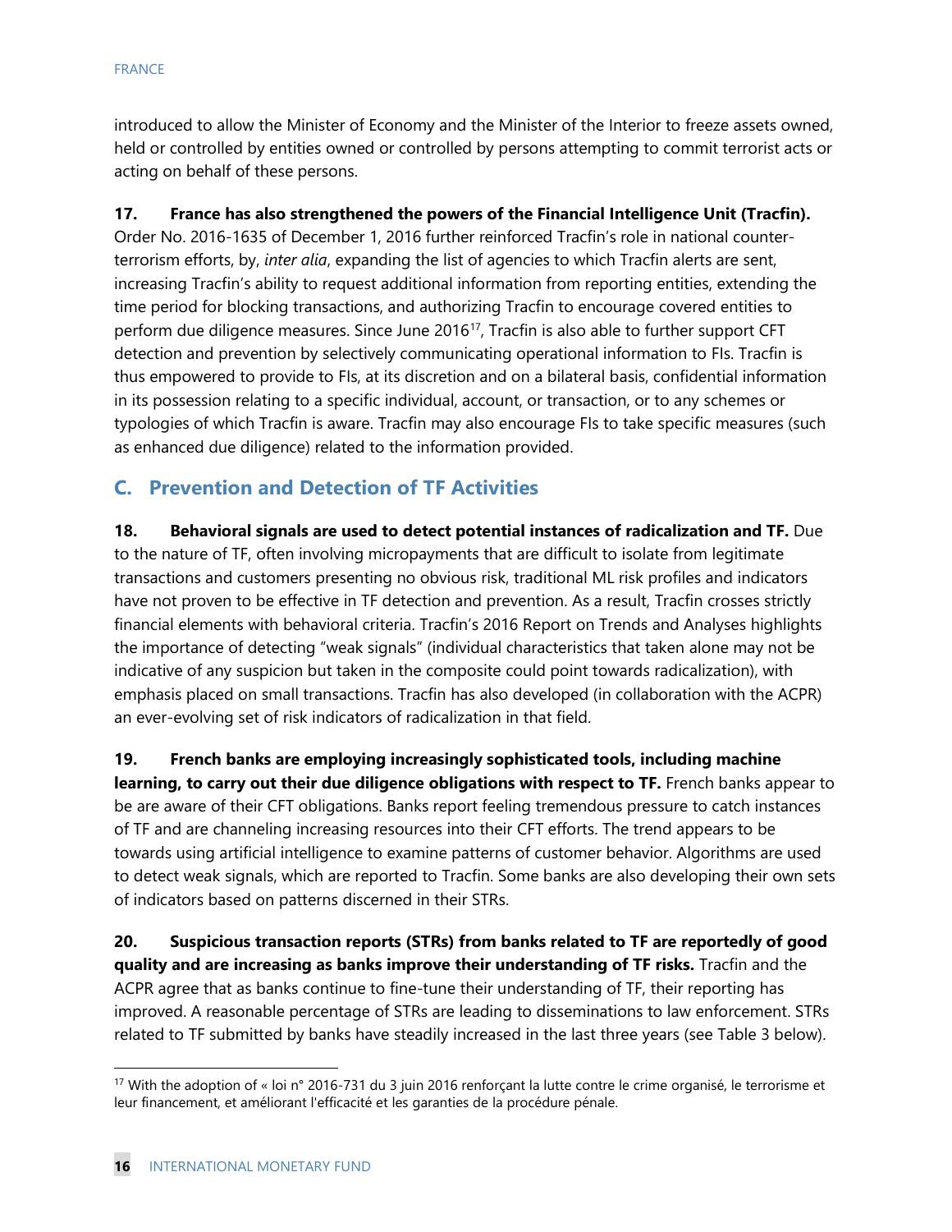introduced to allow the Minister of Economy and the Minister of the Interior to freeze assets owned, held or controlled by entities owned or controlled by persons attempting to commit terrorist acts or acting on behalf of these persons.

**17. France has also strengthened the powers of the Financial Intelligence Unit (Tracfin).** Order No. 2016-1635 of December 1, 2016 further reinforced Tracfin's role in national counter-terrorism efforts, by, *inter alia*, expanding the list of agencies to which Tracfin alerts are sent, increasing Tracfin's ability to request additional information from reporting entities, extending the time period for blocking transactions, and authorizing Tracfin to encourage covered entities to perform due diligence measures. Since June 2016[17], Tracfin is also able to further support CFT detection and prevention by selectively communicating operational information to FIs. Tracfin is thus empowered to provide to FIs, at its discretion and on a bilateral basis, confidential information in its possession relating to a specific individual, account, or transaction, or to any schemes or typologies of which Tracfin is aware. Tracfin may also encourage FIs to take specific measures (such as enhanced due diligence) related to the information provided.

## C. Prevention and Detection of TF Activities

**18. Behavioral signals are used to detect potential instances of radicalization and TF.** Due to the nature of TF, often involving micropayments that are difficult to isolate from legitimate transactions and customers presenting no obvious risk, traditional ML risk profiles and indicators have not proven to be effective in TF detection and prevention. As a result, Tracfin crosses strictly financial elements with behavioral criteria. Tracfin's 2016 Report on Trends and Analyses highlights the importance of detecting "weak signals" (individual characteristics that taken alone may not be indicative of any suspicion but taken in the composite could point towards radicalization), with emphasis placed on small transactions. Tracfin has also developed (in collaboration with the ACPR) an ever-evolving set of risk indicators of radicalization in that field.

**19. French banks are employing increasingly sophisticated tools, including machine learning, to carry out their due diligence obligations with respect to TF.** French banks appear to be are aware of their CFT obligations. Banks report feeling tremendous pressure to catch instances of TF and are channeling increasing resources into their CFT efforts. The trend appears to be towards using artificial intelligence to examine patterns of customer behavior. Algorithms are used to detect weak signals, which are reported to Tracfin. Some banks are also developing their own sets of indicators based on patterns discerned in their STRs.

**20. Suspicious transaction reports (STRs) from banks related to TF are reportedly of good quality and are increasing as banks improve their understanding of TF risks.** Tracfin and the ACPR agree that as banks continue to fine-tune their understanding of TF, their reporting has improved. A reasonable percentage of STRs are leading to disseminations to law enforcement. STRs related to TF submitted by banks have steadily increased in the last three years (see Table 3 below).

[17] With the adoption of « loi n° 2016-731 du 3 juin 2016 renforçant la lutte contre le crime organisé, le terrorisme et leur financement, et améliorant l'efficacité et les garanties de la procédure pénale.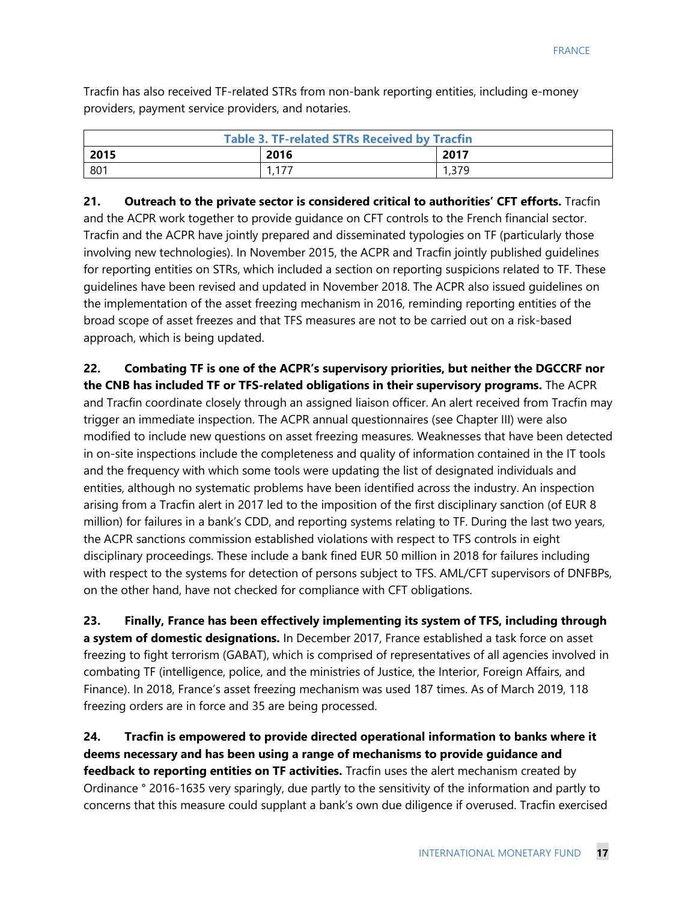Tracfin has also received TF-related STRs from non-bank reporting entities, including e-money providers, payment service providers, and notaries.

| Table 3. TF-related STRs Received by Tracfin | | |
|---|---|---|
| **2015** | **2016** | **2017** |
| 801 | 1,177 | 1,379 |

**21. Outreach to the private sector is considered critical to authorities' CFT efforts.** Tracfin and the ACPR work together to provide guidance on CFT controls to the French financial sector. Tracfin and the ACPR have jointly prepared and disseminated typologies on TF (particularly those involving new technologies). In November 2015, the ACPR and Tracfin jointly published guidelines for reporting entities on STRs, which included a section on reporting suspicions related to TF. These guidelines have been revised and updated in November 2018. The ACPR also issued guidelines on the implementation of the asset freezing mechanism in 2016, reminding reporting entities of the broad scope of asset freezes and that TFS measures are not to be carried out on a risk-based approach, which is being updated.

**22. Combating TF is one of the ACPR's supervisory priorities, but neither the DGCCRF nor the CNB has included TF or TFS-related obligations in their supervisory programs.** The ACPR and Tracfin coordinate closely through an assigned liaison officer. An alert received from Tracfin may trigger an immediate inspection. The ACPR annual questionnaires (see Chapter III) were also modified to include new questions on asset freezing measures. Weaknesses that have been detected in on-site inspections include the completeness and quality of information contained in the IT tools and the frequency with which some tools were updating the list of designated individuals and entities, although no systematic problems have been identified across the industry. An inspection arising from a Tracfin alert in 2017 led to the imposition of the first disciplinary sanction (of EUR 8 million) for failures in a bank's CDD, and reporting systems relating to TF. During the last two years, the ACPR sanctions commission established violations with respect to TFS controls in eight disciplinary proceedings. These include a bank fined EUR 50 million in 2018 for failures including with respect to the systems for detection of persons subject to TFS. AML/CFT supervisors of DNFBPs, on the other hand, have not checked for compliance with CFT obligations.

**23. Finally, France has been effectively implementing its system of TFS, including through a system of domestic designations.** In December 2017, France established a task force on asset freezing to fight terrorism (GABAT), which is comprised of representatives of all agencies involved in combating TF (intelligence, police, and the ministries of Justice, the Interior, Foreign Affairs, and Finance). In 2018, France's asset freezing mechanism was used 187 times. As of March 2019, 118 freezing orders are in force and 35 are being processed.

**24. Tracfin is empowered to provide directed operational information to banks where it deems necessary and has been using a range of mechanisms to provide guidance and feedback to reporting entities on TF activities.** Tracfin uses the alert mechanism created by Ordinance ° 2016-1635 very sparingly, due partly to the sensitivity of the information and partly to concerns that this measure could supplant a bank's own due diligence if overused. Tracfin exercised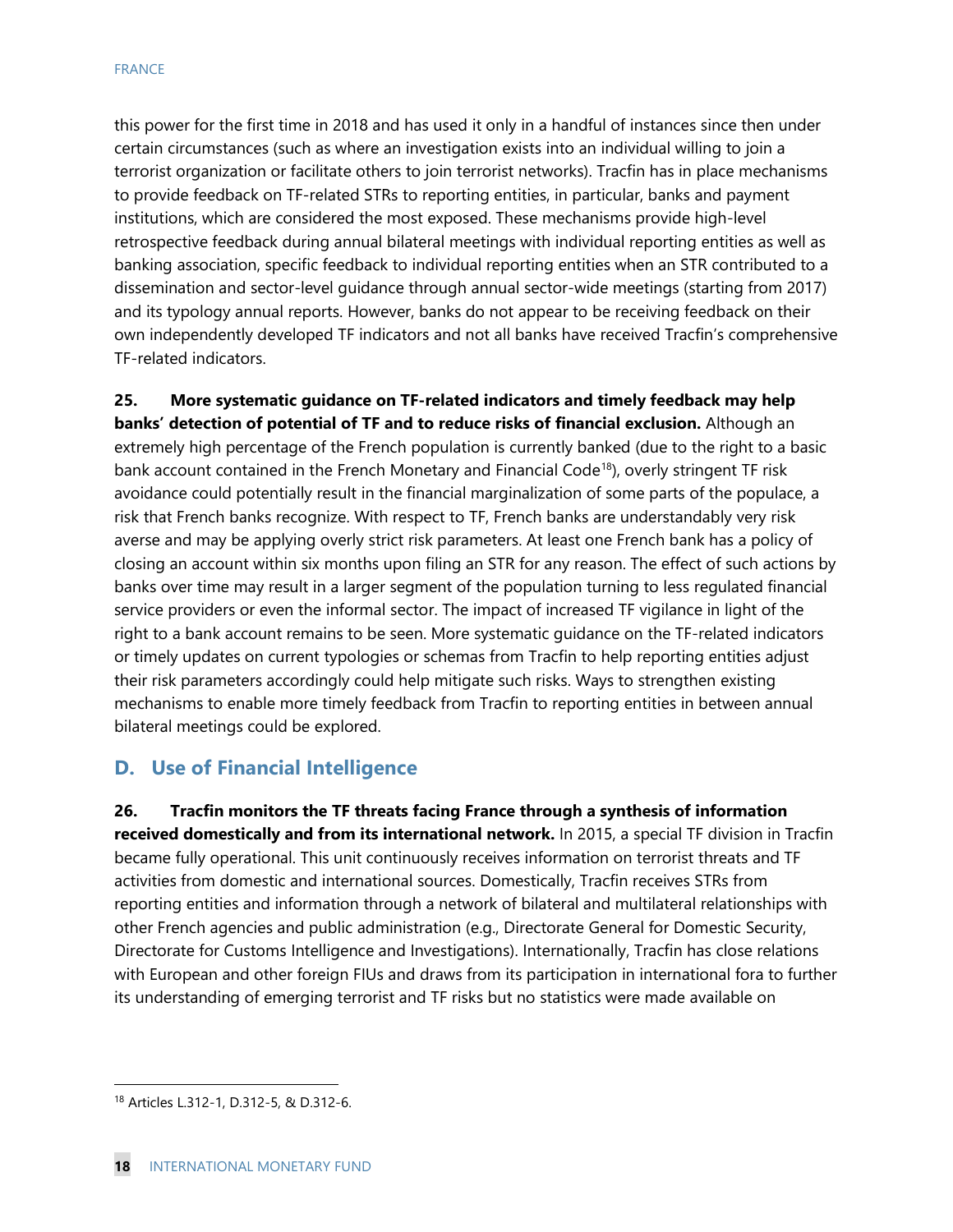this power for the first time in 2018 and has used it only in a handful of instances since then under certain circumstances (such as where an investigation exists into an individual willing to join a terrorist organization or facilitate others to join terrorist networks). Tracfin has in place mechanisms to provide feedback on TF-related STRs to reporting entities, in particular, banks and payment institutions, which are considered the most exposed. These mechanisms provide high-level retrospective feedback during annual bilateral meetings with individual reporting entities as well as banking association, specific feedback to individual reporting entities when an STR contributed to a dissemination and sector-level guidance through annual sector-wide meetings (starting from 2017) and its typology annual reports. However, banks do not appear to be receiving feedback on their own independently developed TF indicators and not all banks have received Tracfin's comprehensive TF-related indicators.

**25. More systematic guidance on TF-related indicators and timely feedback may help banks' detection of potential of TF and to reduce risks of financial exclusion.** Although an extremely high percentage of the French population is currently banked (due to the right to a basic bank account contained in the French Monetary and Financial Code[18]), overly stringent TF risk avoidance could potentially result in the financial marginalization of some parts of the populace, a risk that French banks recognize. With respect to TF, French banks are understandably very risk averse and may be applying overly strict risk parameters. At least one French bank has a policy of closing an account within six months upon filing an STR for any reason. The effect of such actions by banks over time may result in a larger segment of the population turning to less regulated financial service providers or even the informal sector. The impact of increased TF vigilance in light of the right to a bank account remains to be seen. More systematic guidance on the TF-related indicators or timely updates on current typologies or schemas from Tracfin to help reporting entities adjust their risk parameters accordingly could help mitigate such risks. Ways to strengthen existing mechanisms to enable more timely feedback from Tracfin to reporting entities in between annual bilateral meetings could be explored.

## D. Use of Financial Intelligence

**26. Tracfin monitors the TF threats facing France through a synthesis of information received domestically and from its international network.** In 2015, a special TF division in Tracfin became fully operational. This unit continuously receives information on terrorist threats and TF activities from domestic and international sources. Domestically, Tracfin receives STRs from reporting entities and information through a network of bilateral and multilateral relationships with other French agencies and public administration (e.g., Directorate General for Domestic Security, Directorate for Customs Intelligence and Investigations). Internationally, Tracfin has close relations with European and other foreign FIUs and draws from its participation in international fora to further its understanding of emerging terrorist and TF risks but no statistics were made available on

[18] Articles L.312-1, D.312-5, & D.312-6.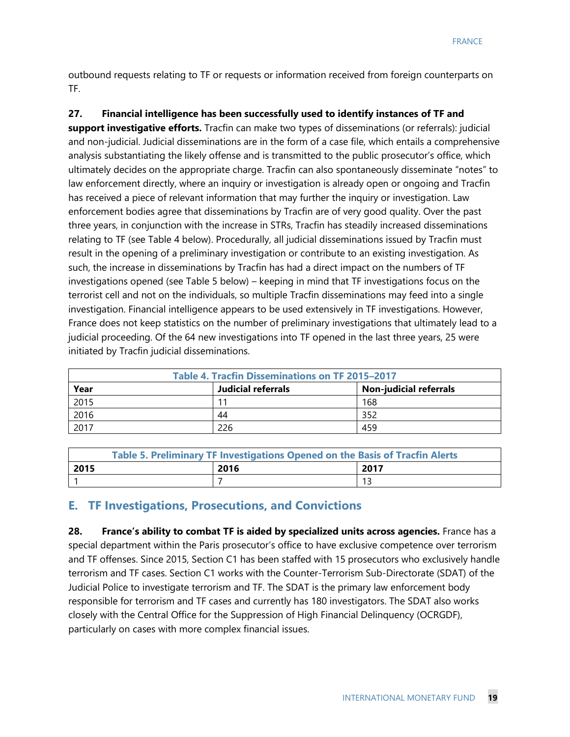outbound requests relating to TF or requests or information received from foreign counterparts on TF.

**27. Financial intelligence has been successfully used to identify instances of TF and support investigative efforts.** Tracfin can make two types of disseminations (or referrals): judicial and non-judicial. Judicial disseminations are in the form of a case file, which entails a comprehensive analysis substantiating the likely offense and is transmitted to the public prosecutor's office, which ultimately decides on the appropriate charge. Tracfin can also spontaneously disseminate "notes" to law enforcement directly, where an inquiry or investigation is already open or ongoing and Tracfin has received a piece of relevant information that may further the inquiry or investigation. Law enforcement bodies agree that disseminations by Tracfin are of very good quality. Over the past three years, in conjunction with the increase in STRs, Tracfin has steadily increased disseminations relating to TF (see Table 4 below). Procedurally, all judicial disseminations issued by Tracfin must result in the opening of a preliminary investigation or contribute to an existing investigation. As such, the increase in disseminations by Tracfin has had a direct impact on the numbers of TF investigations opened (see Table 5 below) – keeping in mind that TF investigations focus on the terrorist cell and not on the individuals, so multiple Tracfin disseminations may feed into a single investigation. Financial intelligence appears to be used extensively in TF investigations. However, France does not keep statistics on the number of preliminary investigations that ultimately lead to a judicial proceeding. Of the 64 new investigations into TF opened in the last three years, 25 were initiated by Tracfin judicial disseminations.

**Table 4. Tracfin Disseminations on TF 2015–2017**

| Year | Judicial referrals | Non-judicial referrals |
|---|---|---|
| 2015 | 11 | 168 |
| 2016 | 44 | 352 |
| 2017 | 226 | 459 |

**Table 5. Preliminary TF Investigations Opened on the Basis of Tracfin Alerts**

| 2015 | 2016 | 2017 |
|---|---|---|
| 1 | 7 | 13 |

## E. TF Investigations, Prosecutions, and Convictions

**28. France's ability to combat TF is aided by specialized units across agencies.** France has a special department within the Paris prosecutor's office to have exclusive competence over terrorism and TF offenses. Since 2015, Section C1 has been staffed with 15 prosecutors who exclusively handle terrorism and TF cases. Section C1 works with the Counter-Terrorism Sub-Directorate (SDAT) of the Judicial Police to investigate terrorism and TF. The SDAT is the primary law enforcement body responsible for terrorism and TF cases and currently has 180 investigators. The SDAT also works closely with the Central Office for the Suppression of High Financial Delinquency (OCRGDF), particularly on cases with more complex financial issues.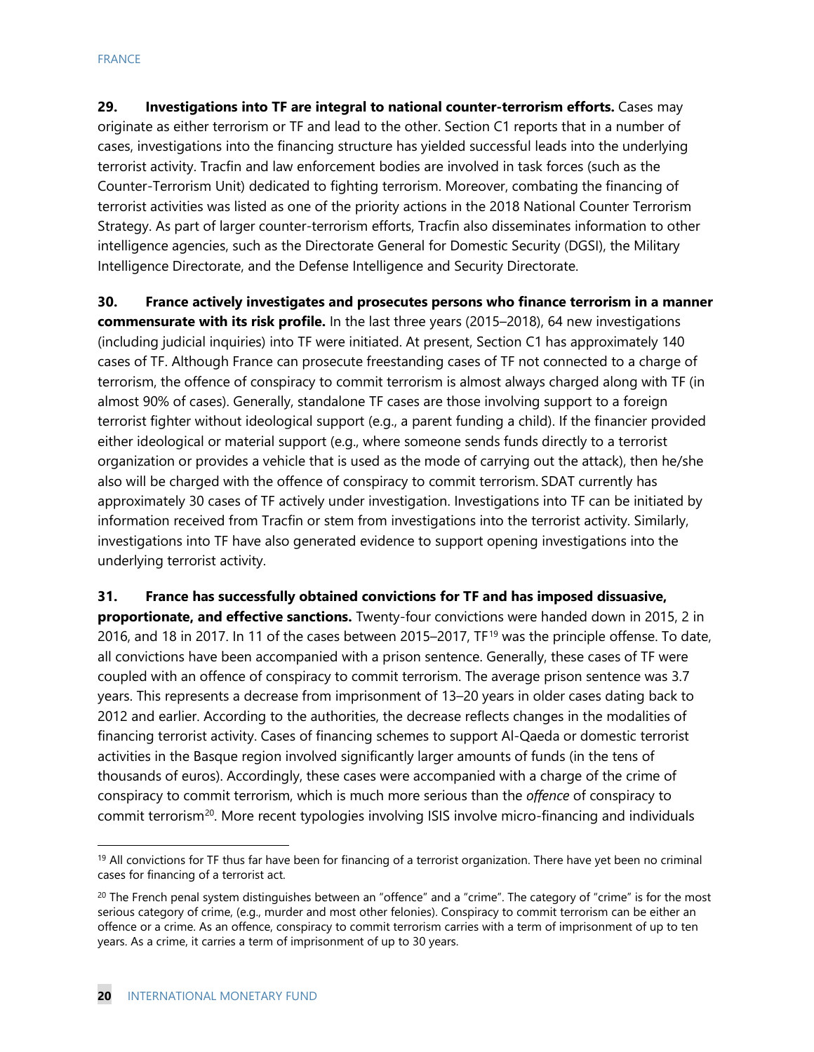**29. Investigations into TF are integral to national counter-terrorism efforts.** Cases may originate as either terrorism or TF and lead to the other. Section C1 reports that in a number of cases, investigations into the financing structure has yielded successful leads into the underlying terrorist activity. Tracfin and law enforcement bodies are involved in task forces (such as the Counter-Terrorism Unit) dedicated to fighting terrorism. Moreover, combating the financing of terrorist activities was listed as one of the priority actions in the 2018 National Counter Terrorism Strategy. As part of larger counter-terrorism efforts, Tracfin also disseminates information to other intelligence agencies, such as the Directorate General for Domestic Security (DGSI), the Military Intelligence Directorate, and the Defense Intelligence and Security Directorate.

**30. France actively investigates and prosecutes persons who finance terrorism in a manner commensurate with its risk profile.** In the last three years (2015–2018), 64 new investigations (including judicial inquiries) into TF were initiated. At present, Section C1 has approximately 140 cases of TF. Although France can prosecute freestanding cases of TF not connected to a charge of terrorism, the offence of conspiracy to commit terrorism is almost always charged along with TF (in almost 90% of cases). Generally, standalone TF cases are those involving support to a foreign terrorist fighter without ideological support (e.g., a parent funding a child). If the financier provided either ideological or material support (e.g., where someone sends funds directly to a terrorist organization or provides a vehicle that is used as the mode of carrying out the attack), then he/she also will be charged with the offence of conspiracy to commit terrorism. SDAT currently has approximately 30 cases of TF actively under investigation. Investigations into TF can be initiated by information received from Tracfin or stem from investigations into the terrorist activity. Similarly, investigations into TF have also generated evidence to support opening investigations into the underlying terrorist activity.

**31. France has successfully obtained convictions for TF and has imposed dissuasive, proportionate, and effective sanctions.** Twenty-four convictions were handed down in 2015, 2 in 2016, and 18 in 2017. In 11 of the cases between 2015–2017, TF[19] was the principle offense. To date, all convictions have been accompanied with a prison sentence. Generally, these cases of TF were coupled with an offence of conspiracy to commit terrorism. The average prison sentence was 3.7 years. This represents a decrease from imprisonment of 13–20 years in older cases dating back to 2012 and earlier. According to the authorities, the decrease reflects changes in the modalities of financing terrorist activity. Cases of financing schemes to support Al-Qaeda or domestic terrorist activities in the Basque region involved significantly larger amounts of funds (in the tens of thousands of euros). Accordingly, these cases were accompanied with a charge of the crime of conspiracy to commit terrorism, which is much more serious than the *offence* of conspiracy to commit terrorism[20]. More recent typologies involving ISIS involve micro-financing and individuals

---

[19] All convictions for TF thus far have been for financing of a terrorist organization. There have yet been no criminal cases for financing of a terrorist act.

[20] The French penal system distinguishes between an "offence" and a "crime". The category of "crime" is for the most serious category of crime, (e.g., murder and most other felonies). Conspiracy to commit terrorism can be either an offence or a crime. As an offence, conspiracy to commit terrorism carries with a term of imprisonment of up to ten years. As a crime, it carries a term of imprisonment of up to 30 years.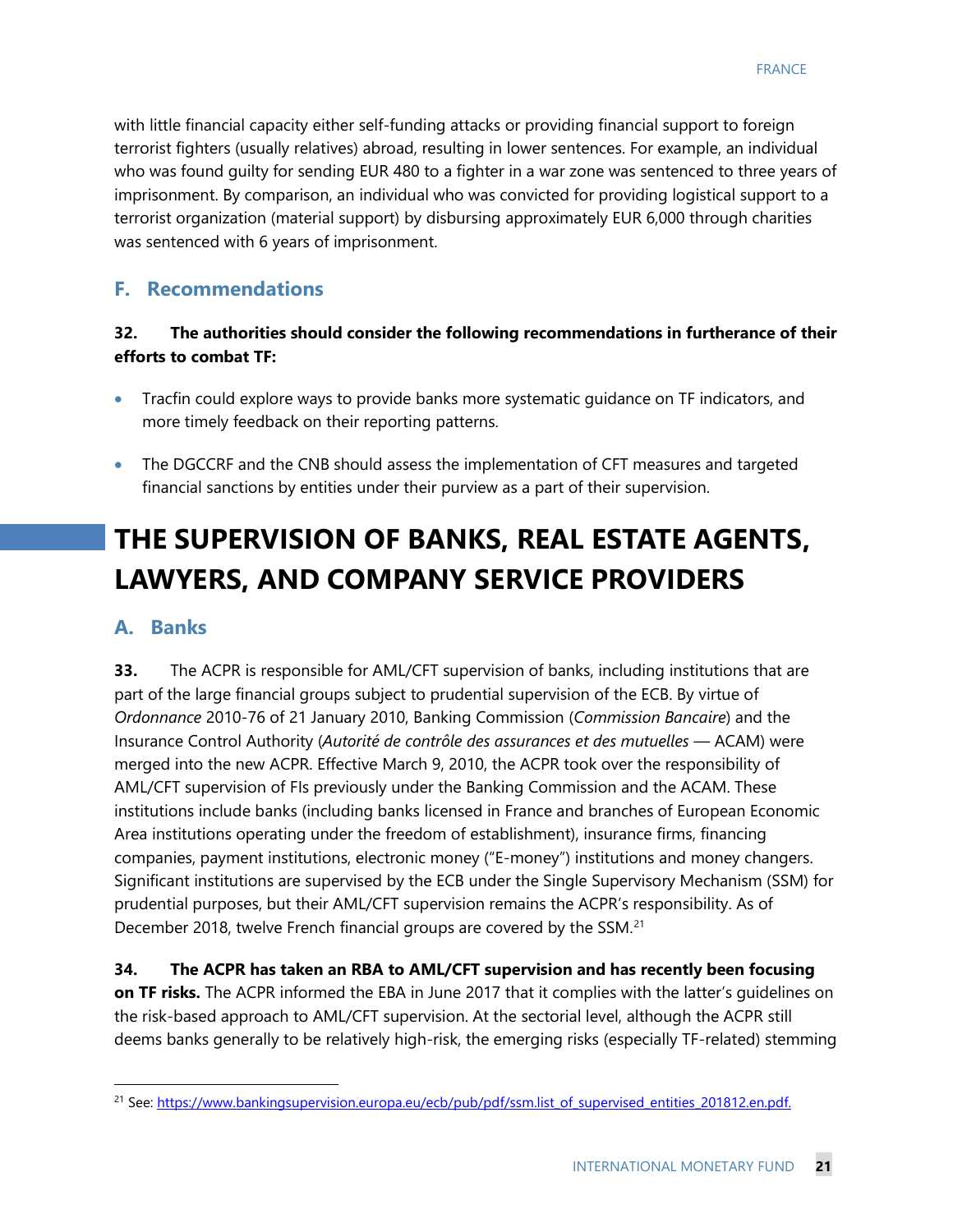with little financial capacity either self-funding attacks or providing financial support to foreign terrorist fighters (usually relatives) abroad, resulting in lower sentences. For example, an individual who was found guilty for sending EUR 480 to a fighter in a war zone was sentenced to three years of imprisonment. By comparison, an individual who was convicted for providing logistical support to a terrorist organization (material support) by disbursing approximately EUR 6,000 through charities was sentenced with 6 years of imprisonment.

## F. Recommendations

**32. The authorities should consider the following recommendations in furtherance of their efforts to combat TF:**

- Tracfin could explore ways to provide banks more systematic guidance on TF indicators, and more timely feedback on their reporting patterns.
- The DGCCRF and the CNB should assess the implementation of CFT measures and targeted financial sanctions by entities under their purview as a part of their supervision.

# THE SUPERVISION OF BANKS, REAL ESTATE AGENTS, LAWYERS, AND COMPANY SERVICE PROVIDERS

## A. Banks

**33.** The ACPR is responsible for AML/CFT supervision of banks, including institutions that are part of the large financial groups subject to prudential supervision of the ECB. By virtue of *Ordonnance* 2010-76 of 21 January 2010, Banking Commission (*Commission Bancaire*) and the Insurance Control Authority (*Autorité de contrôle des assurances et des mutuelles* — ACAM) were merged into the new ACPR. Effective March 9, 2010, the ACPR took over the responsibility of AML/CFT supervision of FIs previously under the Banking Commission and the ACAM. These institutions include banks (including banks licensed in France and branches of European Economic Area institutions operating under the freedom of establishment), insurance firms, financing companies, payment institutions, electronic money ("E-money") institutions and money changers. Significant institutions are supervised by the ECB under the Single Supervisory Mechanism (SSM) for prudential purposes, but their AML/CFT supervision remains the ACPR's responsibility. As of December 2018, twelve French financial groups are covered by the SSM.[21]

**34. The ACPR has taken an RBA to AML/CFT supervision and has recently been focusing on TF risks.** The ACPR informed the EBA in June 2017 that it complies with the latter's guidelines on the risk-based approach to AML/CFT supervision. At the sectorial level, although the ACPR still deems banks generally to be relatively high-risk, the emerging risks (especially TF-related) stemming

[21] See: https://www.bankingsupervision.europa.eu/ecb/pub/pdf/ssm.list_of_supervised_entities_201812.en.pdf.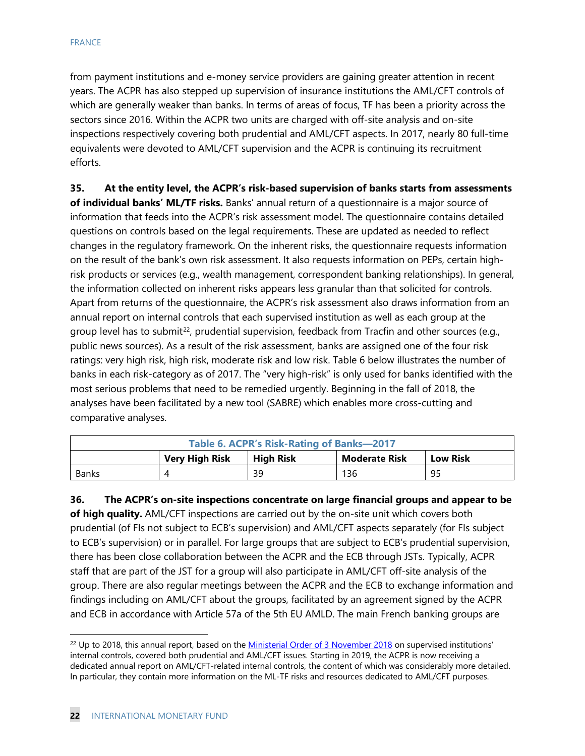from payment institutions and e-money service providers are gaining greater attention in recent years. The ACPR has also stepped up supervision of insurance institutions the AML/CFT controls of which are generally weaker than banks. In terms of areas of focus, TF has been a priority across the sectors since 2016. Within the ACPR two units are charged with off-site analysis and on-site inspections respectively covering both prudential and AML/CFT aspects. In 2017, nearly 80 full-time equivalents were devoted to AML/CFT supervision and the ACPR is continuing its recruitment efforts.

**35. At the entity level, the ACPR's risk-based supervision of banks starts from assessments of individual banks' ML/TF risks.** Banks' annual return of a questionnaire is a major source of information that feeds into the ACPR's risk assessment model. The questionnaire contains detailed questions on controls based on the legal requirements. These are updated as needed to reflect changes in the regulatory framework. On the inherent risks, the questionnaire requests information on the result of the bank's own risk assessment. It also requests information on PEPs, certain high-risk products or services (e.g., wealth management, correspondent banking relationships). In general, the information collected on inherent risks appears less granular than that solicited for controls. Apart from returns of the questionnaire, the ACPR's risk assessment also draws information from an annual report on internal controls that each supervised institution as well as each group at the group level has to submit[22], prudential supervision, feedback from Tracfin and other sources (e.g., public news sources). As a result of the risk assessment, banks are assigned one of the four risk ratings: very high risk, high risk, moderate risk and low risk. Table 6 below illustrates the number of banks in each risk-category as of 2017. The "very high-risk" is only used for banks identified with the most serious problems that need to be remedied urgently. Beginning in the fall of 2018, the analyses have been facilitated by a new tool (SABRE) which enables more cross-cutting and comparative analyses.

**Table 6. ACPR's Risk-Rating of Banks—2017**

| | Very High Risk | High Risk | Moderate Risk | Low Risk |
|---|---|---|---|---|
| Banks | 4 | 39 | 136 | 95 |

**36. The ACPR's on-site inspections concentrate on large financial groups and appear to be of high quality.** AML/CFT inspections are carried out by the on-site unit which covers both prudential (of FIs not subject to ECB's supervision) and AML/CFT aspects separately (for FIs subject to ECB's supervision) or in parallel. For large groups that are subject to ECB's prudential supervision, there has been close collaboration between the ACPR and the ECB through JSTs. Typically, ACPR staff that are part of the JST for a group will also participate in AML/CFT off-site analysis of the group. There are also regular meetings between the ACPR and the ECB to exchange information and findings including on AML/CFT about the groups, facilitated by an agreement signed by the ACPR and ECB in accordance with Article 57a of the 5th EU AMLD. The main French banking groups are

[22] Up to 2018, this annual report, based on the Ministerial Order of 3 November 2018 on supervised institutions' internal controls, covered both prudential and AML/CFT issues. Starting in 2019, the ACPR is now receiving a dedicated annual report on AML/CFT-related internal controls, the content of which was considerably more detailed. In particular, they contain more information on the ML-TF risks and resources dedicated to AML/CFT purposes.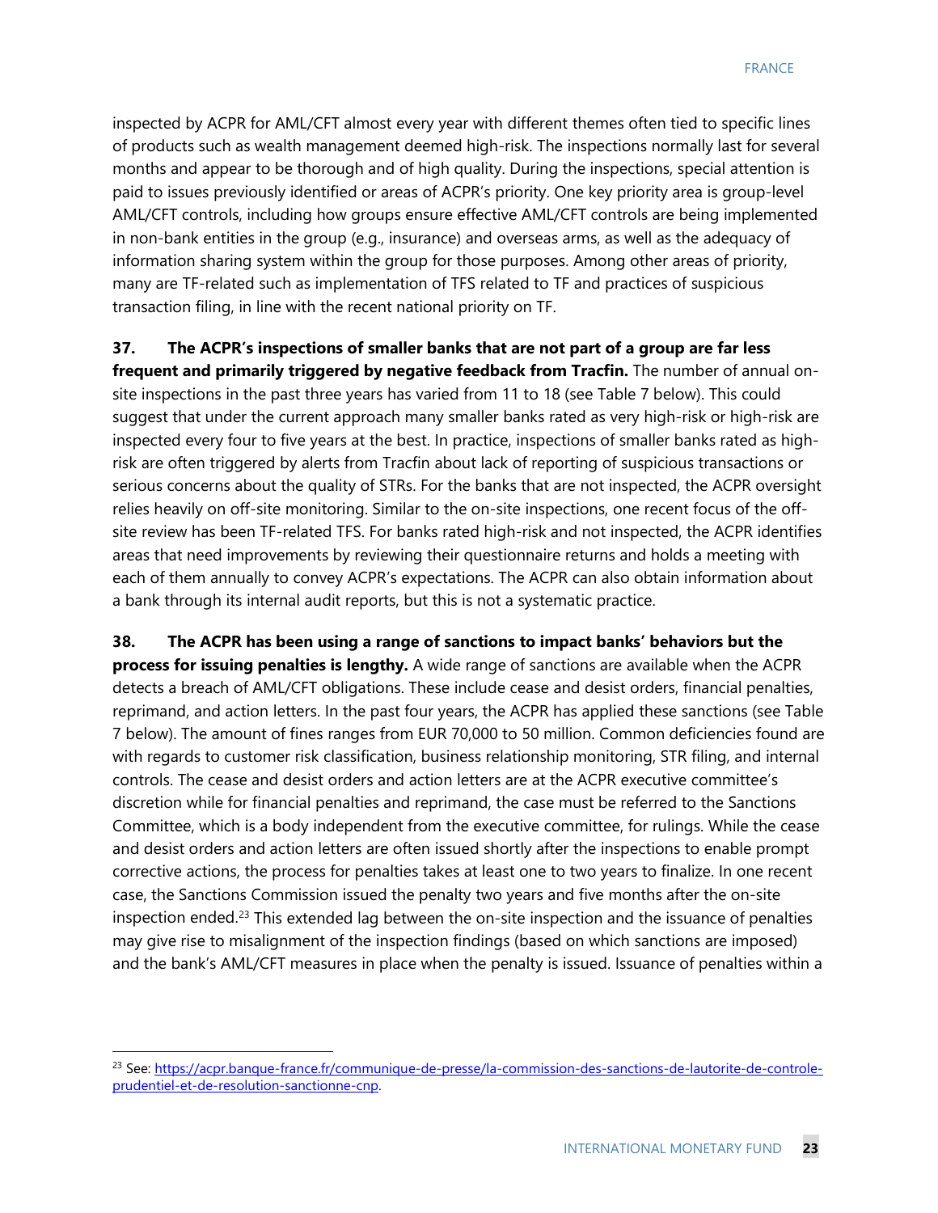inspected by ACPR for AML/CFT almost every year with different themes often tied to specific lines of products such as wealth management deemed high-risk. The inspections normally last for several months and appear to be thorough and of high quality. During the inspections, special attention is paid to issues previously identified or areas of ACPR's priority. One key priority area is group-level AML/CFT controls, including how groups ensure effective AML/CFT controls are being implemented in non-bank entities in the group (e.g., insurance) and overseas arms, as well as the adequacy of information sharing system within the group for those purposes. Among other areas of priority, many are TF-related such as implementation of TFS related to TF and practices of suspicious transaction filing, in line with the recent national priority on TF.

**37. The ACPR's inspections of smaller banks that are not part of a group are far less frequent and primarily triggered by negative feedback from Tracfin.** The number of annual on-site inspections in the past three years has varied from 11 to 18 (see Table 7 below). This could suggest that under the current approach many smaller banks rated as very high-risk or high-risk are inspected every four to five years at the best. In practice, inspections of smaller banks rated as high-risk are often triggered by alerts from Tracfin about lack of reporting of suspicious transactions or serious concerns about the quality of STRs. For the banks that are not inspected, the ACPR oversight relies heavily on off-site monitoring. Similar to the on-site inspections, one recent focus of the off-site review has been TF-related TFS. For banks rated high-risk and not inspected, the ACPR identifies areas that need improvements by reviewing their questionnaire returns and holds a meeting with each of them annually to convey ACPR's expectations. The ACPR can also obtain information about a bank through its internal audit reports, but this is not a systematic practice.

**38. The ACPR has been using a range of sanctions to impact banks' behaviors but the process for issuing penalties is lengthy.** A wide range of sanctions are available when the ACPR detects a breach of AML/CFT obligations. These include cease and desist orders, financial penalties, reprimand, and action letters. In the past four years, the ACPR has applied these sanctions (see Table 7 below). The amount of fines ranges from EUR 70,000 to 50 million. Common deficiencies found are with regards to customer risk classification, business relationship monitoring, STR filing, and internal controls. The cease and desist orders and action letters are at the ACPR executive committee's discretion while for financial penalties and reprimand, the case must be referred to the Sanctions Committee, which is a body independent from the executive committee, for rulings. While the cease and desist orders and action letters are often issued shortly after the inspections to enable prompt corrective actions, the process for penalties takes at least one to two years to finalize. In one recent case, the Sanctions Commission issued the penalty two years and five months after the on-site inspection ended.[23] This extended lag between the on-site inspection and the issuance of penalties may give rise to misalignment of the inspection findings (based on which sanctions are imposed) and the bank's AML/CFT measures in place when the penalty is issued. Issuance of penalties within a

---

[23] See: https://acpr.banque-france.fr/communique-de-presse/la-commission-des-sanctions-de-lautorite-de-controle-prudentiel-et-de-resolution-sanctionne-cnp.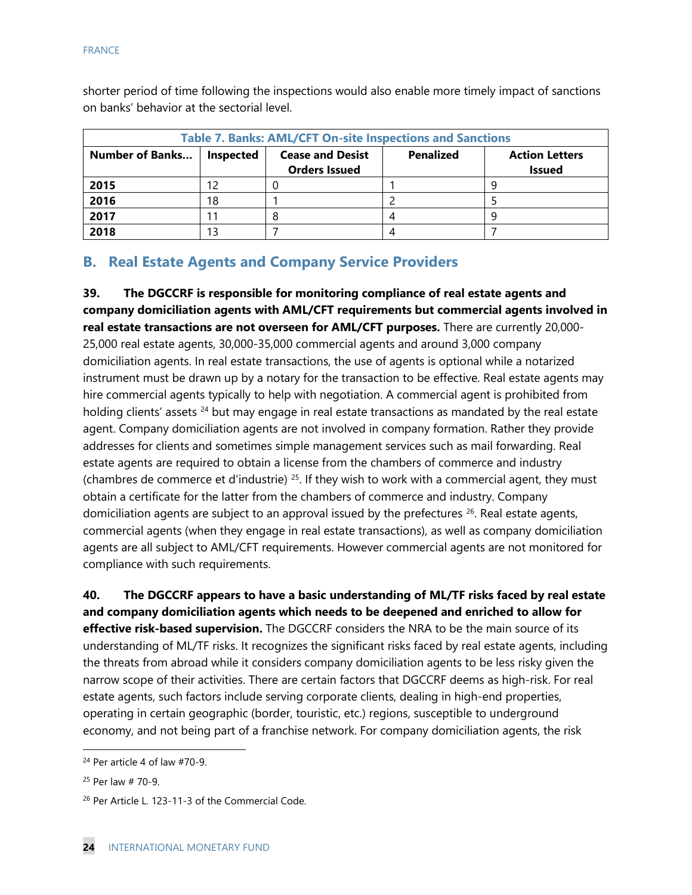shorter period of time following the inspections would also enable more timely impact of sanctions on banks' behavior at the sectorial level.

**Table 7. Banks: AML/CFT On-site Inspections and Sanctions**

| Number of Banks… | Inspected | Cease and Desist Orders Issued | Penalized | Action Letters Issued |
|---|---|---|---|---|
| **2015** | 12 | 0 | 1 | 9 |
| **2016** | 18 | 1 | 2 | 5 |
| **2017** | 11 | 8 | 4 | 9 |
| **2018** | 13 | 7 | 4 | 7 |

## B. Real Estate Agents and Company Service Providers

**39. The DGCCRF is responsible for monitoring compliance of real estate agents and company domiciliation agents with AML/CFT requirements but commercial agents involved in real estate transactions are not overseen for AML/CFT purposes.** There are currently 20,000-25,000 real estate agents, 30,000-35,000 commercial agents and around 3,000 company domiciliation agents. In real estate transactions, the use of agents is optional while a notarized instrument must be drawn up by a notary for the transaction to be effective. Real estate agents may hire commercial agents typically to help with negotiation. A commercial agent is prohibited from holding clients' assets [24] but may engage in real estate transactions as mandated by the real estate agent. Company domiciliation agents are not involved in company formation. Rather they provide addresses for clients and sometimes simple management services such as mail forwarding. Real estate agents are required to obtain a license from the chambers of commerce and industry (chambres de commerce et d'industrie) [25]. If they wish to work with a commercial agent, they must obtain a certificate for the latter from the chambers of commerce and industry. Company domiciliation agents are subject to an approval issued by the prefectures [26]. Real estate agents, commercial agents (when they engage in real estate transactions), as well as company domiciliation agents are all subject to AML/CFT requirements. However commercial agents are not monitored for compliance with such requirements.

**40. The DGCCRF appears to have a basic understanding of ML/TF risks faced by real estate and company domiciliation agents which needs to be deepened and enriched to allow for effective risk-based supervision.** The DGCCRF considers the NRA to be the main source of its understanding of ML/TF risks. It recognizes the significant risks faced by real estate agents, including the threats from abroad while it considers company domiciliation agents to be less risky given the narrow scope of their activities. There are certain factors that DGCCRF deems as high-risk. For real estate agents, such factors include serving corporate clients, dealing in high-end properties, operating in certain geographic (border, touristic, etc.) regions, susceptible to underground economy, and not being part of a franchise network. For company domiciliation agents, the risk

[24] Per article 4 of law #70-9.

[25] Per law # 70-9.

[26] Per Article L. 123-11-3 of the Commercial Code.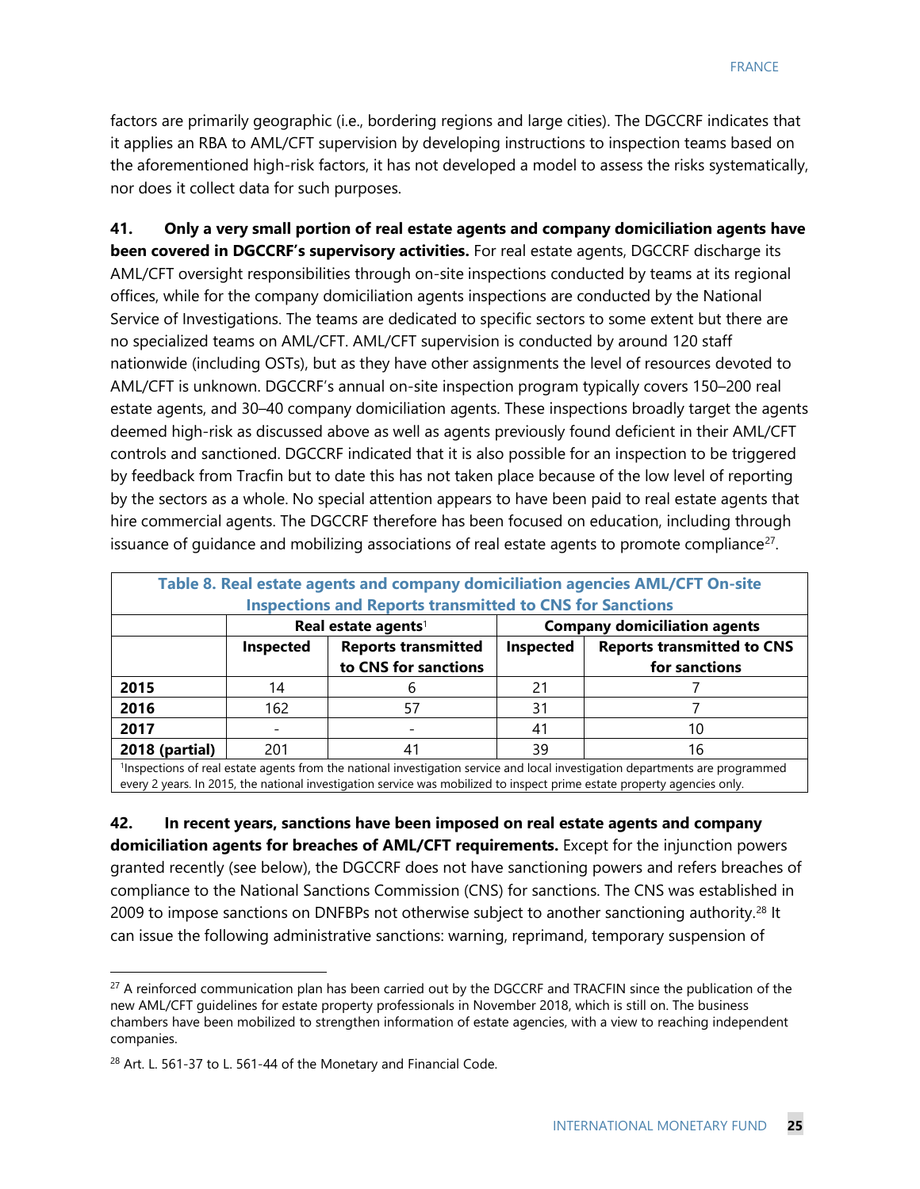factors are primarily geographic (i.e., bordering regions and large cities). The DGCCRF indicates that it applies an RBA to AML/CFT supervision by developing instructions to inspection teams based on the aforementioned high-risk factors, it has not developed a model to assess the risks systematically, nor does it collect data for such purposes.

**41. Only a very small portion of real estate agents and company domiciliation agents have been covered in DGCCRF's supervisory activities.** For real estate agents, DGCCRF discharge its AML/CFT oversight responsibilities through on-site inspections conducted by teams at its regional offices, while for the company domiciliation agents inspections are conducted by the National Service of Investigations. The teams are dedicated to specific sectors to some extent but there are no specialized teams on AML/CFT. AML/CFT supervision is conducted by around 120 staff nationwide (including OSTs), but as they have other assignments the level of resources devoted to AML/CFT is unknown. DGCCRF's annual on-site inspection program typically covers 150–200 real estate agents, and 30–40 company domiciliation agents. These inspections broadly target the agents deemed high-risk as discussed above as well as agents previously found deficient in their AML/CFT controls and sanctioned. DGCCRF indicated that it is also possible for an inspection to be triggered by feedback from Tracfin but to date this has not taken place because of the low level of reporting by the sectors as a whole. No special attention appears to have been paid to real estate agents that hire commercial agents. The DGCCRF therefore has been focused on education, including through issuance of guidance and mobilizing associations of real estate agents to promote compliance[27].

**Table 8. Real estate agents and company domiciliation agencies AML/CFT On-site Inspections and Reports transmitted to CNS for Sanctions**

| | Real estate agents[1] | | Company domiciliation agents | |
|---|---|---|---|---|
| | Inspected | Reports transmitted to CNS for sanctions | Inspected | Reports transmitted to CNS for sanctions |
| 2015 | 14 | 6 | 21 | 7 |
| 2016 | 162 | 57 | 31 | 7 |
| 2017 | - | - | 41 | 10 |
| 2018 (partial) | 201 | 41 | 39 | 16 |

[1]Inspections of real estate agents from the national investigation service and local investigation departments are programmed every 2 years. In 2015, the national investigation service was mobilized to inspect prime estate property agencies only.

**42. In recent years, sanctions have been imposed on real estate agents and company domiciliation agents for breaches of AML/CFT requirements.** Except for the injunction powers granted recently (see below), the DGCCRF does not have sanctioning powers and refers breaches of compliance to the National Sanctions Commission (CNS) for sanctions. The CNS was established in 2009 to impose sanctions on DNFBPs not otherwise subject to another sanctioning authority.[28] It can issue the following administrative sanctions: warning, reprimand, temporary suspension of

---

[27] A reinforced communication plan has been carried out by the DGCCRF and TRACFIN since the publication of the new AML/CFT guidelines for estate property professionals in November 2018, which is still on. The business chambers have been mobilized to strengthen information of estate agencies, with a view to reaching independent companies.

[28] Art. L. 561-37 to L. 561-44 of the Monetary and Financial Code.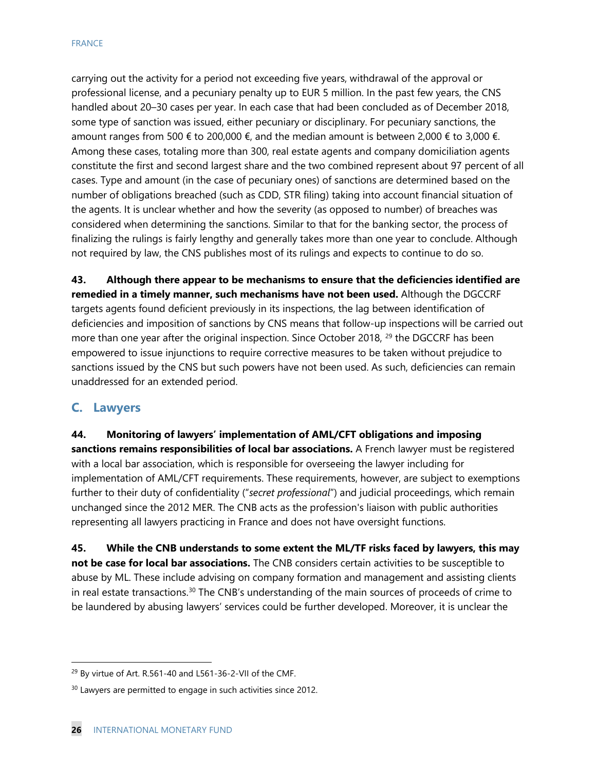carrying out the activity for a period not exceeding five years, withdrawal of the approval or professional license, and a pecuniary penalty up to EUR 5 million. In the past few years, the CNS handled about 20–30 cases per year. In each case that had been concluded as of December 2018, some type of sanction was issued, either pecuniary or disciplinary. For pecuniary sanctions, the amount ranges from 500 € to 200,000 €, and the median amount is between 2,000 € to 3,000 €. Among these cases, totaling more than 300, real estate agents and company domiciliation agents constitute the first and second largest share and the two combined represent about 97 percent of all cases. Type and amount (in the case of pecuniary ones) of sanctions are determined based on the number of obligations breached (such as CDD, STR filing) taking into account financial situation of the agents. It is unclear whether and how the severity (as opposed to number) of breaches was considered when determining the sanctions. Similar to that for the banking sector, the process of finalizing the rulings is fairly lengthy and generally takes more than one year to conclude. Although not required by law, the CNS publishes most of its rulings and expects to continue to do so.

**43. Although there appear to be mechanisms to ensure that the deficiencies identified are remedied in a timely manner, such mechanisms have not been used.** Although the DGCCRF targets agents found deficient previously in its inspections, the lag between identification of deficiencies and imposition of sanctions by CNS means that follow-up inspections will be carried out more than one year after the original inspection. Since October 2018, [29] the DGCCRF has been empowered to issue injunctions to require corrective measures to be taken without prejudice to sanctions issued by the CNS but such powers have not been used. As such, deficiencies can remain unaddressed for an extended period.

## C. Lawyers

**44. Monitoring of lawyers' implementation of AML/CFT obligations and imposing sanctions remains responsibilities of local bar associations.** A French lawyer must be registered with a local bar association, which is responsible for overseeing the lawyer including for implementation of AML/CFT requirements. These requirements, however, are subject to exemptions further to their duty of confidentiality ("*secret professional*") and judicial proceedings, which remain unchanged since the 2012 MER. The CNB acts as the profession's liaison with public authorities representing all lawyers practicing in France and does not have oversight functions.

**45. While the CNB understands to some extent the ML/TF risks faced by lawyers, this may not be case for local bar associations.** The CNB considers certain activities to be susceptible to abuse by ML. These include advising on company formation and management and assisting clients in real estate transactions.[30] The CNB's understanding of the main sources of proceeds of crime to be laundered by abusing lawyers' services could be further developed. Moreover, it is unclear the

---

[29] By virtue of Art. R.561-40 and L561-36-2-VII of the CMF.

[30] Lawyers are permitted to engage in such activities since 2012.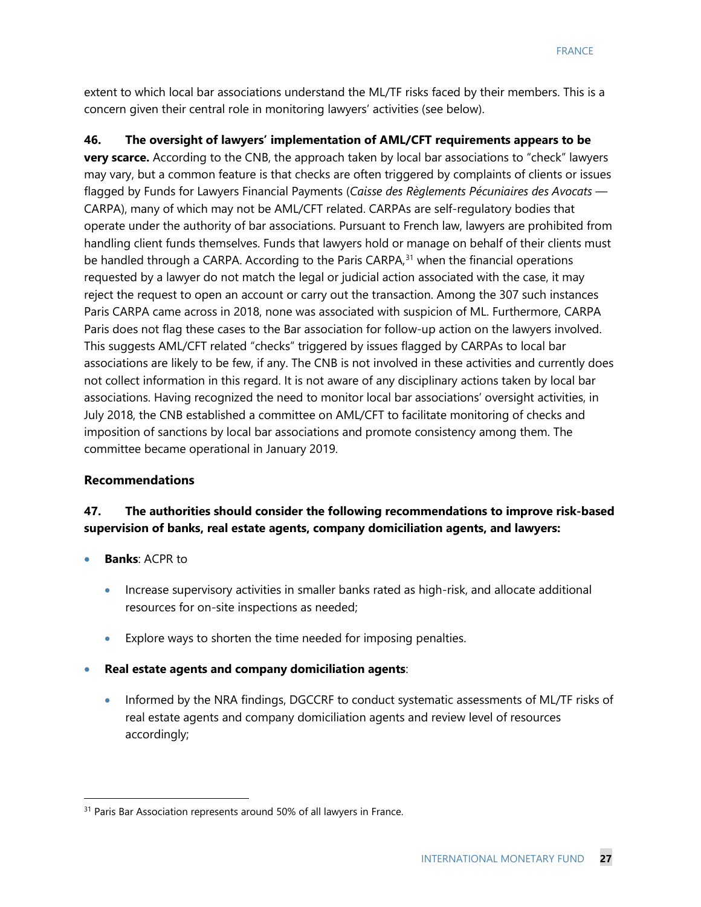extent to which local bar associations understand the ML/TF risks faced by their members. This is a concern given their central role in monitoring lawyers' activities (see below).

**46. The oversight of lawyers' implementation of AML/CFT requirements appears to be very scarce.** According to the CNB, the approach taken by local bar associations to "check" lawyers may vary, but a common feature is that checks are often triggered by complaints of clients or issues flagged by Funds for Lawyers Financial Payments (*Caisse des Règlements Pécuniaires des Avocats* — CARPA), many of which may not be AML/CFT related. CARPAs are self-regulatory bodies that operate under the authority of bar associations. Pursuant to French law, lawyers are prohibited from handling client funds themselves. Funds that lawyers hold or manage on behalf of their clients must be handled through a CARPA. According to the Paris CARPA,[31] when the financial operations requested by a lawyer do not match the legal or judicial action associated with the case, it may reject the request to open an account or carry out the transaction. Among the 307 such instances Paris CARPA came across in 2018, none was associated with suspicion of ML. Furthermore, CARPA Paris does not flag these cases to the Bar association for follow-up action on the lawyers involved. This suggests AML/CFT related "checks" triggered by issues flagged by CARPAs to local bar associations are likely to be few, if any. The CNB is not involved in these activities and currently does not collect information in this regard. It is not aware of any disciplinary actions taken by local bar associations. Having recognized the need to monitor local bar associations' oversight activities, in July 2018, the CNB established a committee on AML/CFT to facilitate monitoring of checks and imposition of sanctions by local bar associations and promote consistency among them. The committee became operational in January 2019.

### Recommendations

**47. The authorities should consider the following recommendations to improve risk-based supervision of banks, real estate agents, company domiciliation agents, and lawyers:**

- **Banks**: ACPR to
  - Increase supervisory activities in smaller banks rated as high-risk, and allocate additional resources for on-site inspections as needed;
  - Explore ways to shorten the time needed for imposing penalties.
- **Real estate agents and company domiciliation agents**:
  - Informed by the NRA findings, DGCCRF to conduct systematic assessments of ML/TF risks of real estate agents and company domiciliation agents and review level of resources accordingly;

[31] Paris Bar Association represents around 50% of all lawyers in France.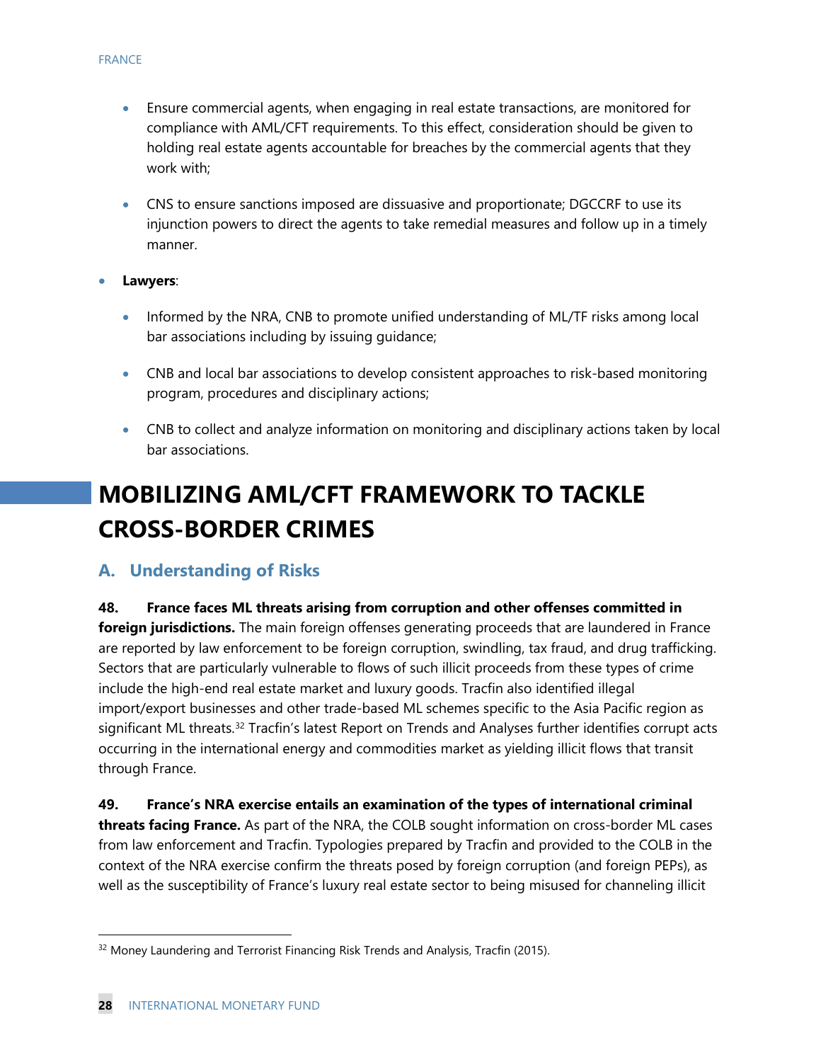- Ensure commercial agents, when engaging in real estate transactions, are monitored for compliance with AML/CFT requirements. To this effect, consideration should be given to holding real estate agents accountable for breaches by the commercial agents that they work with;

- CNS to ensure sanctions imposed are dissuasive and proportionate; DGCCRF to use its injunction powers to direct the agents to take remedial measures and follow up in a timely manner.

- **Lawyers**:

  - Informed by the NRA, CNB to promote unified understanding of ML/TF risks among local bar associations including by issuing guidance;

  - CNB and local bar associations to develop consistent approaches to risk-based monitoring program, procedures and disciplinary actions;

  - CNB to collect and analyze information on monitoring and disciplinary actions taken by local bar associations.

# MOBILIZING AML/CFT FRAMEWORK TO TACKLE CROSS-BORDER CRIMES

## A. Understanding of Risks

**48. France faces ML threats arising from corruption and other offenses committed in foreign jurisdictions.** The main foreign offenses generating proceeds that are laundered in France are reported by law enforcement to be foreign corruption, swindling, tax fraud, and drug trafficking. Sectors that are particularly vulnerable to flows of such illicit proceeds from these types of crime include the high-end real estate market and luxury goods. Tracfin also identified illegal import/export businesses and other trade-based ML schemes specific to the Asia Pacific region as significant ML threats.[32] Tracfin's latest Report on Trends and Analyses further identifies corrupt acts occurring in the international energy and commodities market as yielding illicit flows that transit through France.

**49. France's NRA exercise entails an examination of the types of international criminal threats facing France.** As part of the NRA, the COLB sought information on cross-border ML cases from law enforcement and Tracfin. Typologies prepared by Tracfin and provided to the COLB in the context of the NRA exercise confirm the threats posed by foreign corruption (and foreign PEPs), as well as the susceptibility of France's luxury real estate sector to being misused for channeling illicit

[32] Money Laundering and Terrorist Financing Risk Trends and Analysis, Tracfin (2015).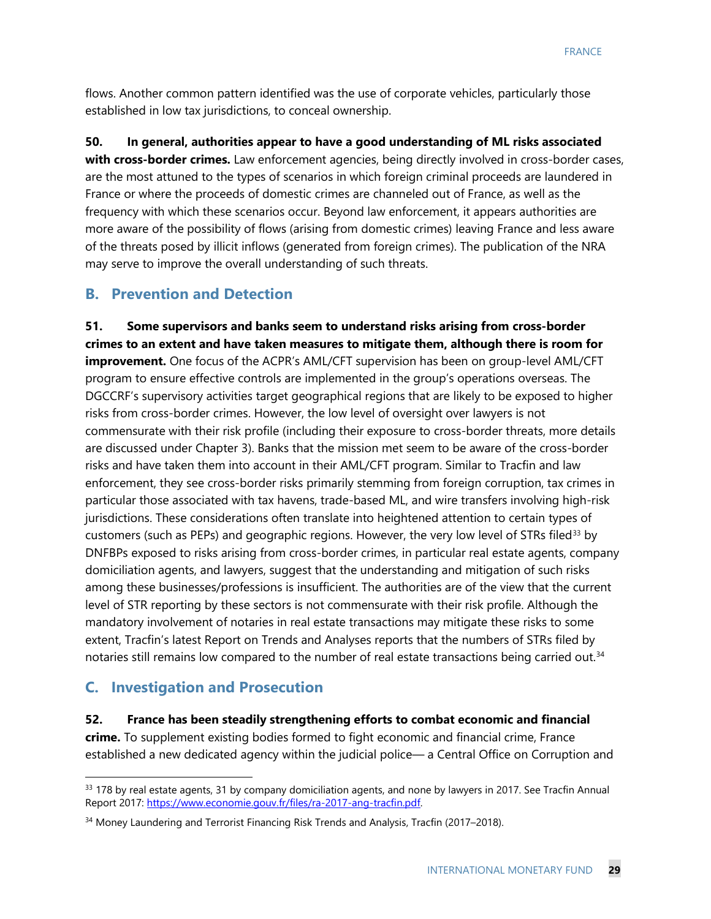flows. Another common pattern identified was the use of corporate vehicles, particularly those established in low tax jurisdictions, to conceal ownership.

**50. In general, authorities appear to have a good understanding of ML risks associated with cross-border crimes.** Law enforcement agencies, being directly involved in cross-border cases, are the most attuned to the types of scenarios in which foreign criminal proceeds are laundered in France or where the proceeds of domestic crimes are channeled out of France, as well as the frequency with which these scenarios occur. Beyond law enforcement, it appears authorities are more aware of the possibility of flows (arising from domestic crimes) leaving France and less aware of the threats posed by illicit inflows (generated from foreign crimes). The publication of the NRA may serve to improve the overall understanding of such threats.

## B. Prevention and Detection

**51. Some supervisors and banks seem to understand risks arising from cross-border crimes to an extent and have taken measures to mitigate them, although there is room for improvement.** One focus of the ACPR's AML/CFT supervision has been on group-level AML/CFT program to ensure effective controls are implemented in the group's operations overseas. The DGCCRF's supervisory activities target geographical regions that are likely to be exposed to higher risks from cross-border crimes. However, the low level of oversight over lawyers is not commensurate with their risk profile (including their exposure to cross-border threats, more details are discussed under Chapter 3). Banks that the mission met seem to be aware of the cross-border risks and have taken them into account in their AML/CFT program. Similar to Tracfin and law enforcement, they see cross-border risks primarily stemming from foreign corruption, tax crimes in particular those associated with tax havens, trade-based ML, and wire transfers involving high-risk jurisdictions. These considerations often translate into heightened attention to certain types of customers (such as PEPs) and geographic regions. However, the very low level of STRs filed[33] by DNFBPs exposed to risks arising from cross-border crimes, in particular real estate agents, company domiciliation agents, and lawyers, suggest that the understanding and mitigation of such risks among these businesses/professions is insufficient. The authorities are of the view that the current level of STR reporting by these sectors is not commensurate with their risk profile. Although the mandatory involvement of notaries in real estate transactions may mitigate these risks to some extent, Tracfin's latest Report on Trends and Analyses reports that the numbers of STRs filed by notaries still remains low compared to the number of real estate transactions being carried out.[34]

## C. Investigation and Prosecution

**52. France has been steadily strengthening efforts to combat economic and financial crime.** To supplement existing bodies formed to fight economic and financial crime, France established a new dedicated agency within the judicial police— a Central Office on Corruption and

[33] 178 by real estate agents, 31 by company domiciliation agents, and none by lawyers in 2017. See Tracfin Annual Report 2017: https://www.economie.gouv.fr/files/ra-2017-ang-tracfin.pdf.

[34] Money Laundering and Terrorist Financing Risk Trends and Analysis, Tracfin (2017–2018).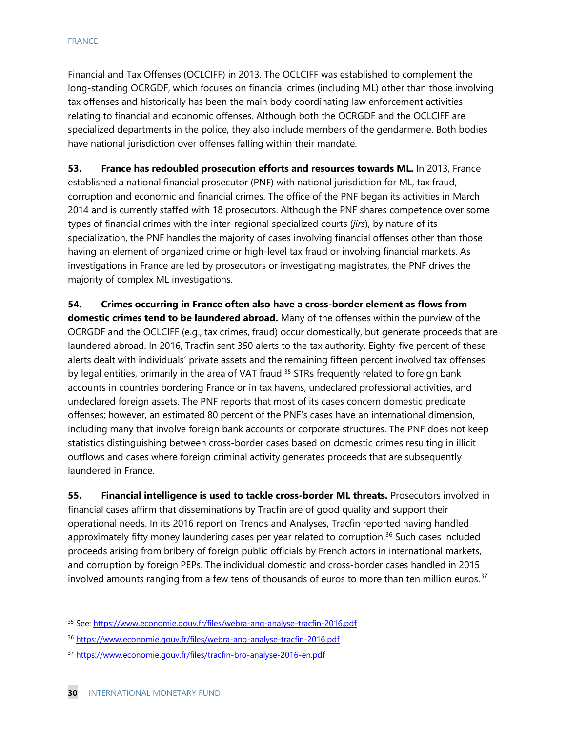Financial and Tax Offenses (OCLCIFF) in 2013. The OCLCIFF was established to complement the long-standing OCRGDF, which focuses on financial crimes (including ML) other than those involving tax offenses and historically has been the main body coordinating law enforcement activities relating to financial and economic offenses. Although both the OCRGDF and the OCLCIFF are specialized departments in the police, they also include members of the gendarmerie. Both bodies have national jurisdiction over offenses falling within their mandate.

**53. France has redoubled prosecution efforts and resources towards ML.** In 2013, France established a national financial prosecutor (PNF) with national jurisdiction for ML, tax fraud, corruption and economic and financial crimes. The office of the PNF began its activities in March 2014 and is currently staffed with 18 prosecutors. Although the PNF shares competence over some types of financial crimes with the inter-regional specialized courts (*jirs*), by nature of its specialization, the PNF handles the majority of cases involving financial offenses other than those having an element of organized crime or high-level tax fraud or involving financial markets. As investigations in France are led by prosecutors or investigating magistrates, the PNF drives the majority of complex ML investigations.

**54. Crimes occurring in France often also have a cross-border element as flows from domestic crimes tend to be laundered abroad.** Many of the offenses within the purview of the OCRGDF and the OCLCIFF (e.g., tax crimes, fraud) occur domestically, but generate proceeds that are laundered abroad. In 2016, Tracfin sent 350 alerts to the tax authority. Eighty-five percent of these alerts dealt with individuals' private assets and the remaining fifteen percent involved tax offenses by legal entities, primarily in the area of VAT fraud.[35] STRs frequently related to foreign bank accounts in countries bordering France or in tax havens, undeclared professional activities, and undeclared foreign assets. The PNF reports that most of its cases concern domestic predicate offenses; however, an estimated 80 percent of the PNF's cases have an international dimension, including many that involve foreign bank accounts or corporate structures. The PNF does not keep statistics distinguishing between cross-border cases based on domestic crimes resulting in illicit outflows and cases where foreign criminal activity generates proceeds that are subsequently laundered in France.

**55. Financial intelligence is used to tackle cross-border ML threats.** Prosecutors involved in financial cases affirm that disseminations by Tracfin are of good quality and support their operational needs. In its 2016 report on Trends and Analyses, Tracfin reported having handled approximately fifty money laundering cases per year related to corruption.[36] Such cases included proceeds arising from bribery of foreign public officials by French actors in international markets, and corruption by foreign PEPs. The individual domestic and cross-border cases handled in 2015 involved amounts ranging from a few tens of thousands of euros to more than ten million euros.[37]

---

[35] See: https://www.economie.gouv.fr/files/webra-ang-analyse-tracfin-2016.pdf

[36] https://www.economie.gouv.fr/files/webra-ang-analyse-tracfin-2016.pdf

[37] https://www.economie.gouv.fr/files/tracfin-bro-analyse-2016-en.pdf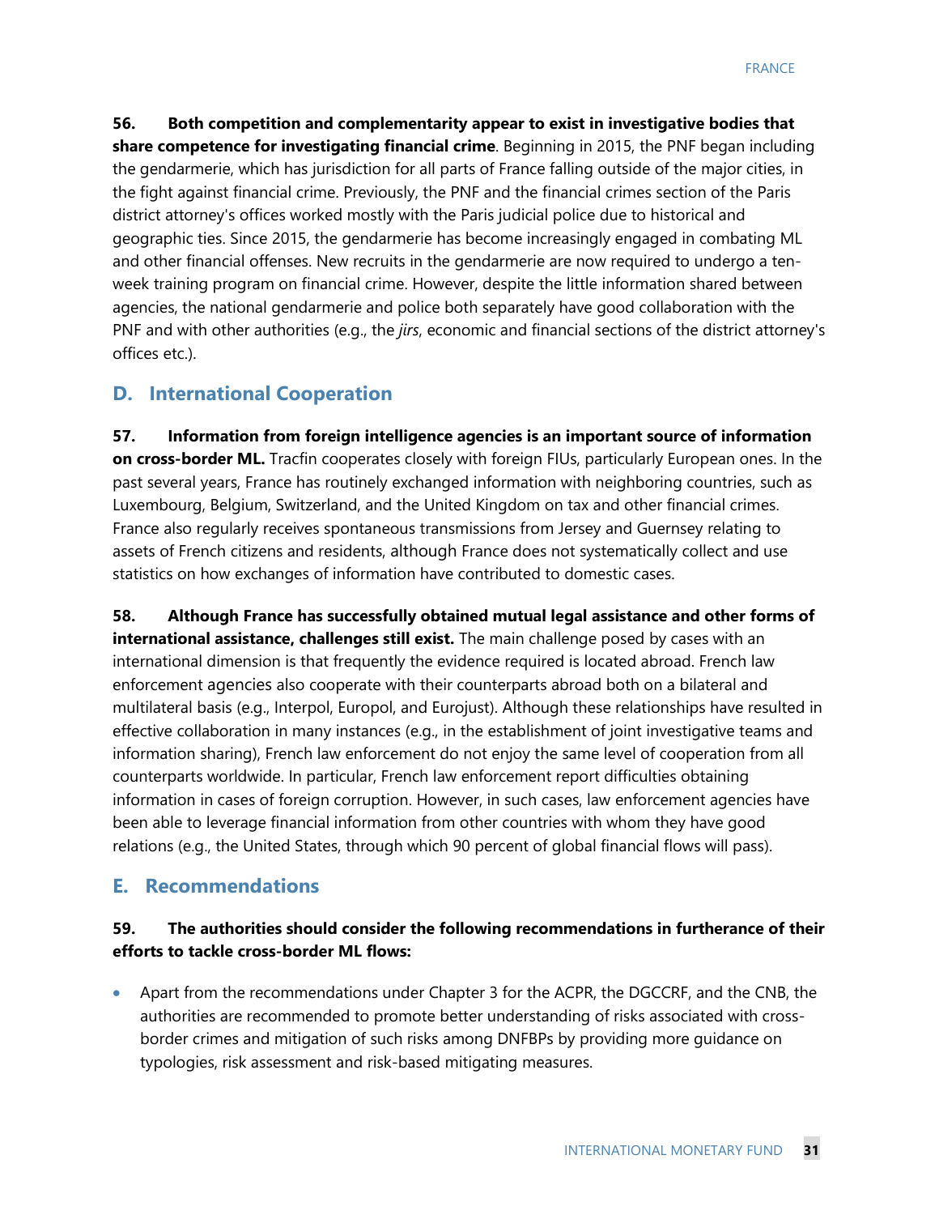**56. Both competition and complementarity appear to exist in investigative bodies that share competence for investigating financial crime**. Beginning in 2015, the PNF began including the gendarmerie, which has jurisdiction for all parts of France falling outside of the major cities, in the fight against financial crime. Previously, the PNF and the financial crimes section of the Paris district attorney's offices worked mostly with the Paris judicial police due to historical and geographic ties. Since 2015, the gendarmerie has become increasingly engaged in combating ML and other financial offenses. New recruits in the gendarmerie are now required to undergo a ten-week training program on financial crime. However, despite the little information shared between agencies, the national gendarmerie and police both separately have good collaboration with the PNF and with other authorities (e.g., the *jirs*, economic and financial sections of the district attorney's offices etc.).

## D. International Cooperation

**57. Information from foreign intelligence agencies is an important source of information on cross-border ML.** Tracfin cooperates closely with foreign FIUs, particularly European ones. In the past several years, France has routinely exchanged information with neighboring countries, such as Luxembourg, Belgium, Switzerland, and the United Kingdom on tax and other financial crimes. France also regularly receives spontaneous transmissions from Jersey and Guernsey relating to assets of French citizens and residents, although France does not systematically collect and use statistics on how exchanges of information have contributed to domestic cases.

**58. Although France has successfully obtained mutual legal assistance and other forms of international assistance, challenges still exist.** The main challenge posed by cases with an international dimension is that frequently the evidence required is located abroad. French law enforcement agencies also cooperate with their counterparts abroad both on a bilateral and multilateral basis (e.g., Interpol, Europol, and Eurojust). Although these relationships have resulted in effective collaboration in many instances (e.g., in the establishment of joint investigative teams and information sharing), French law enforcement do not enjoy the same level of cooperation from all counterparts worldwide. In particular, French law enforcement report difficulties obtaining information in cases of foreign corruption. However, in such cases, law enforcement agencies have been able to leverage financial information from other countries with whom they have good relations (e.g., the United States, through which 90 percent of global financial flows will pass).

## E. Recommendations

**59. The authorities should consider the following recommendations in furtherance of their efforts to tackle cross-border ML flows:**

- Apart from the recommendations under Chapter 3 for the ACPR, the DGCCRF, and the CNB, the authorities are recommended to promote better understanding of risks associated with cross-border crimes and mitigation of such risks among DNFBPs by providing more guidance on typologies, risk assessment and risk-based mitigating measures.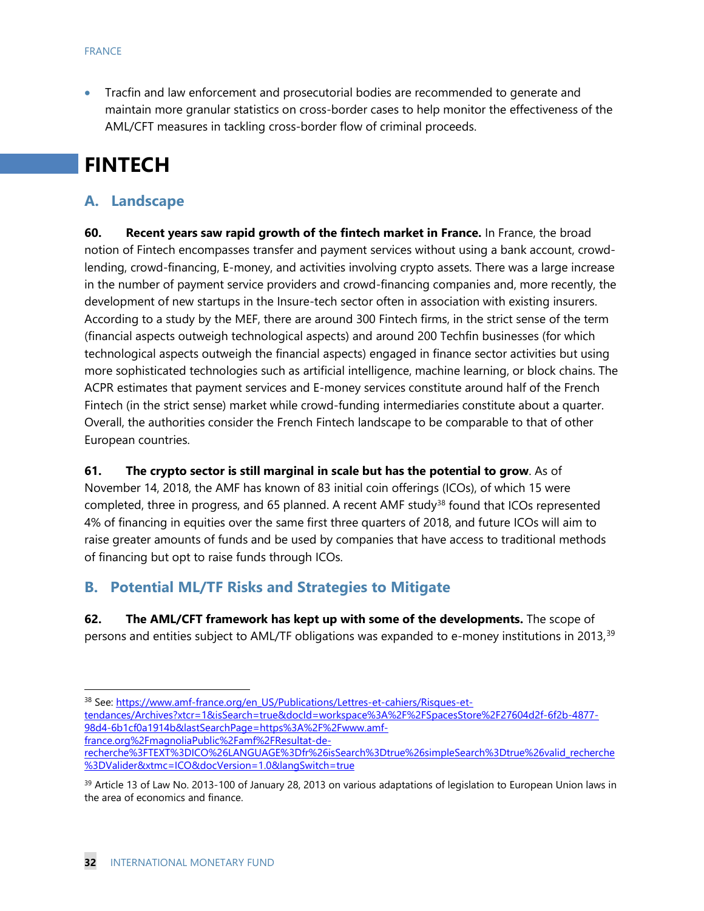- Tracfin and law enforcement and prosecutorial bodies are recommended to generate and maintain more granular statistics on cross-border cases to help monitor the effectiveness of the AML/CFT measures in tackling cross-border flow of criminal proceeds.

# FINTECH

## A. Landscape

**60. Recent years saw rapid growth of the fintech market in France.** In France, the broad notion of Fintech encompasses transfer and payment services without using a bank account, crowd-lending, crowd-financing, E-money, and activities involving crypto assets. There was a large increase in the number of payment service providers and crowd-financing companies and, more recently, the development of new startups in the Insure-tech sector often in association with existing insurers. According to a study by the MEF, there are around 300 Fintech firms, in the strict sense of the term (financial aspects outweigh technological aspects) and around 200 Techfin businesses (for which technological aspects outweigh the financial aspects) engaged in finance sector activities but using more sophisticated technologies such as artificial intelligence, machine learning, or block chains. The ACPR estimates that payment services and E-money services constitute around half of the French Fintech (in the strict sense) market while crowd-funding intermediaries constitute about a quarter. Overall, the authorities consider the French Fintech landscape to be comparable to that of other European countries.

**61. The crypto sector is still marginal in scale but has the potential to grow**. As of November 14, 2018, the AMF has known of 83 initial coin offerings (ICOs), of which 15 were completed, three in progress, and 65 planned. A recent AMF study[38] found that ICOs represented 4% of financing in equities over the same first three quarters of 2018, and future ICOs will aim to raise greater amounts of funds and be used by companies that have access to traditional methods of financing but opt to raise funds through ICOs.

## B. Potential ML/TF Risks and Strategies to Mitigate

**62. The AML/CFT framework has kept up with some of the developments.** The scope of persons and entities subject to AML/TF obligations was expanded to e-money institutions in 2013,[39]

---

[38] See: https://www.amf-france.org/en_US/Publications/Lettres-et-cahiers/Risques-et-tendances/Archives?xtcr=1&isSearch=true&docId=workspace%3A%2F%2FSpacesStore%2F27604d2f-6f2b-4877-98d4-6b1cf0a1914b&lastSearchPage=https%3A%2F%2Fwww.amf-france.org%2FmagnoliaPublic%2Famf%2FResultat-de-recherche%3FTEXT%3DICO%26LANGUAGE%3Dfr%26isSearch%3Dtrue%26simpleSearch%3Dtrue%26valid_recherche%3DValider&xtmc=ICO&docVersion=1.0&langSwitch=true

[39] Article 13 of Law No. 2013-100 of January 28, 2013 on various adaptations of legislation to European Union laws in the area of economics and finance.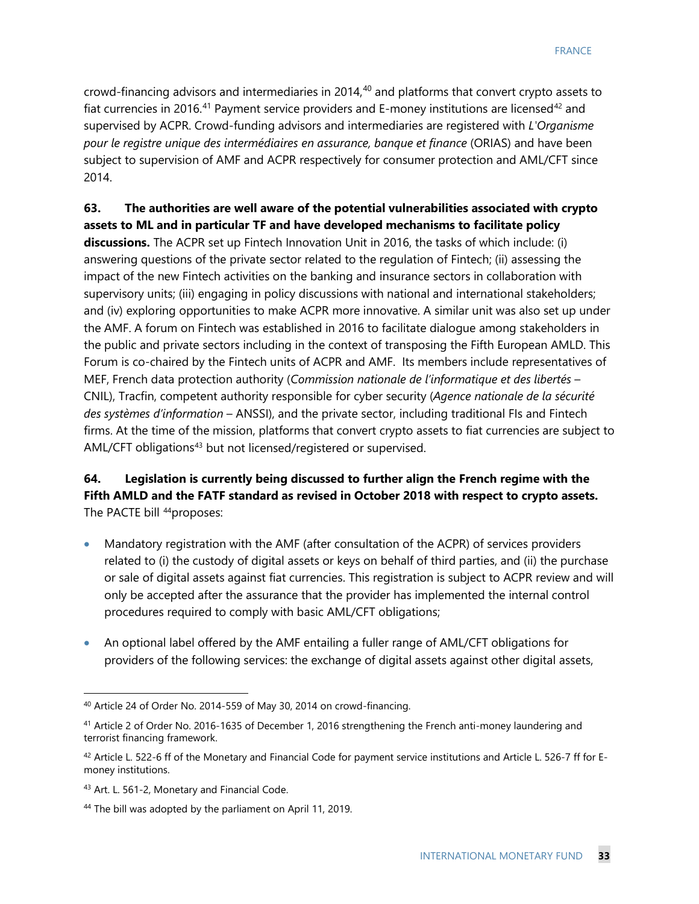crowd-financing advisors and intermediaries in 2014,[40] and platforms that convert crypto assets to fiat currencies in 2016.[41] Payment service providers and E-money institutions are licensed[42] and supervised by ACPR. Crowd-funding advisors and intermediaries are registered with *L'Organisme pour le registre unique des intermédiaires en assurance, banque et finance* (ORIAS) and have been subject to supervision of AMF and ACPR respectively for consumer protection and AML/CFT since 2014.

**63. The authorities are well aware of the potential vulnerabilities associated with crypto assets to ML and in particular TF and have developed mechanisms to facilitate policy discussions.** The ACPR set up Fintech Innovation Unit in 2016, the tasks of which include: (i) answering questions of the private sector related to the regulation of Fintech; (ii) assessing the impact of the new Fintech activities on the banking and insurance sectors in collaboration with supervisory units; (iii) engaging in policy discussions with national and international stakeholders; and (iv) exploring opportunities to make ACPR more innovative. A similar unit was also set up under the AMF. A forum on Fintech was established in 2016 to facilitate dialogue among stakeholders in the public and private sectors including in the context of transposing the Fifth European AMLD. This Forum is co-chaired by the Fintech units of ACPR and AMF. Its members include representatives of MEF, French data protection authority (*Commission nationale de l'informatique et des libertés* – CNIL), Tracfin, competent authority responsible for cyber security (*Agence nationale de la sécurité des systèmes d'information* – ANSSI), and the private sector, including traditional FIs and Fintech firms. At the time of the mission, platforms that convert crypto assets to fiat currencies are subject to AML/CFT obligations[43] but not licensed/registered or supervised.

**64. Legislation is currently being discussed to further align the French regime with the Fifth AMLD and the FATF standard as revised in October 2018 with respect to crypto assets.** The PACTE bill [44]proposes:

- Mandatory registration with the AMF (after consultation of the ACPR) of services providers related to (i) the custody of digital assets or keys on behalf of third parties, and (ii) the purchase or sale of digital assets against fiat currencies. This registration is subject to ACPR review and will only be accepted after the assurance that the provider has implemented the internal control procedures required to comply with basic AML/CFT obligations;

- An optional label offered by the AMF entailing a fuller range of AML/CFT obligations for providers of the following services: the exchange of digital assets against other digital assets,

---

[40] Article 24 of Order No. 2014-559 of May 30, 2014 on crowd-financing.

[41] Article 2 of Order No. 2016-1635 of December 1, 2016 strengthening the French anti-money laundering and terrorist financing framework.

[42] Article L. 522-6 ff of the Monetary and Financial Code for payment service institutions and Article L. 526-7 ff for E-money institutions.

[43] Art. L. 561-2, Monetary and Financial Code.

[44] The bill was adopted by the parliament on April 11, 2019.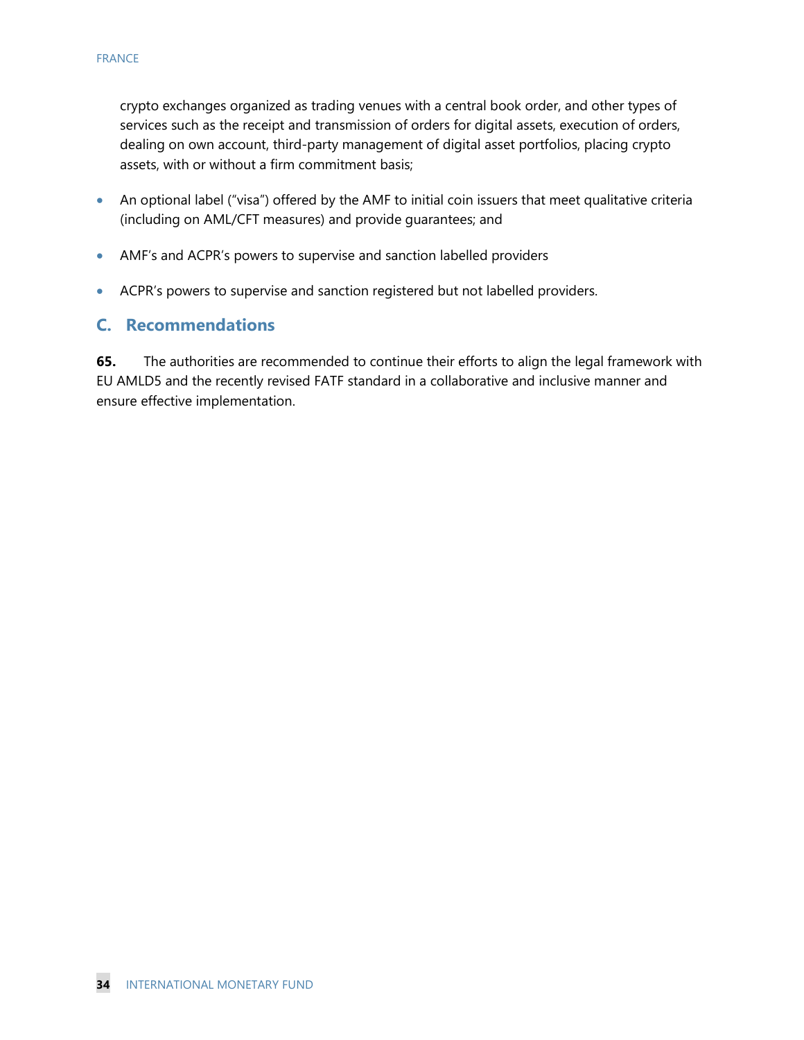crypto exchanges organized as trading venues with a central book order, and other types of services such as the receipt and transmission of orders for digital assets, execution of orders, dealing on own account, third-party management of digital asset portfolios, placing crypto assets, with or without a firm commitment basis;

- An optional label ("visa") offered by the AMF to initial coin issuers that meet qualitative criteria (including on AML/CFT measures) and provide guarantees; and
- AMF's and ACPR's powers to supervise and sanction labelled providers
- ACPR's powers to supervise and sanction registered but not labelled providers.

## C. Recommendations

**65.** The authorities are recommended to continue their efforts to align the legal framework with EU AMLD5 and the recently revised FATF standard in a collaborative and inclusive manner and ensure effective implementation.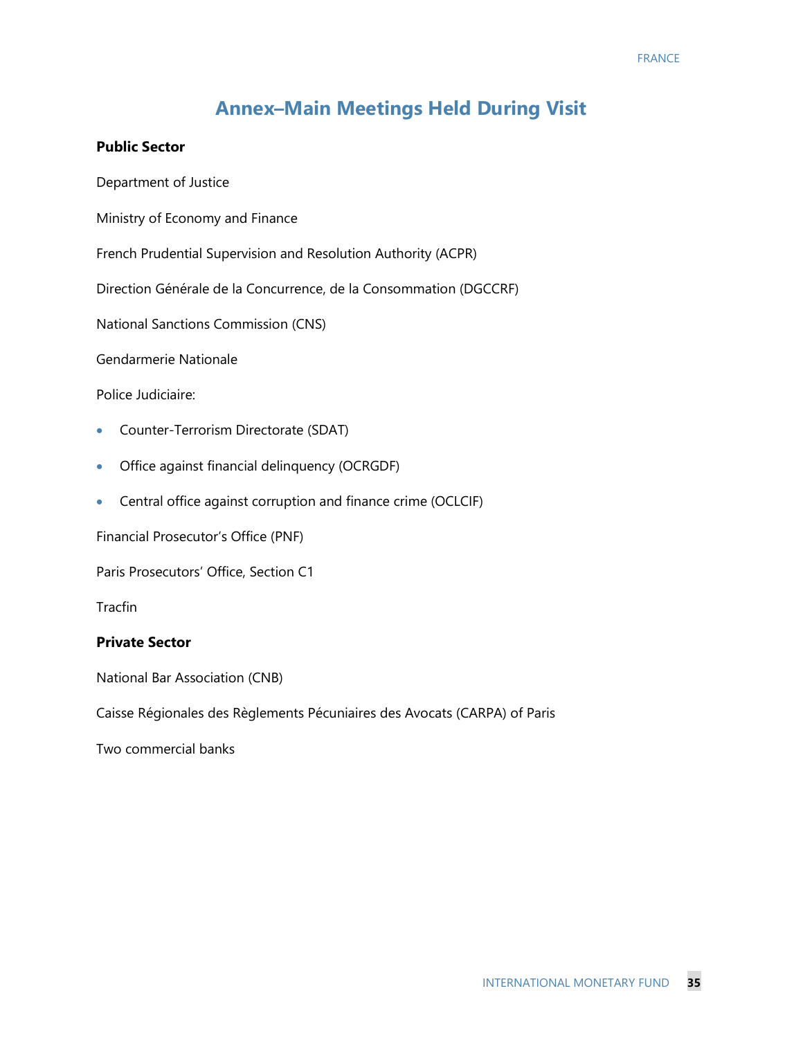# Annex–Main Meetings Held During Visit

**Public Sector**

Department of Justice

Ministry of Economy and Finance

French Prudential Supervision and Resolution Authority (ACPR)

Direction Générale de la Concurrence, de la Consommation (DGCCRF)

National Sanctions Commission (CNS)

Gendarmerie Nationale

Police Judiciaire:

- Counter-Terrorism Directorate (SDAT)
- Office against financial delinquency (OCRGDF)
- Central office against corruption and finance crime (OCLCIF)

Financial Prosecutor's Office (PNF)

Paris Prosecutors' Office, Section C1

Tracfin

**Private Sector**

National Bar Association (CNB)

Caisse Régionales des Règlements Pécuniaires des Avocats (CARPA) of Paris

Two commercial banks